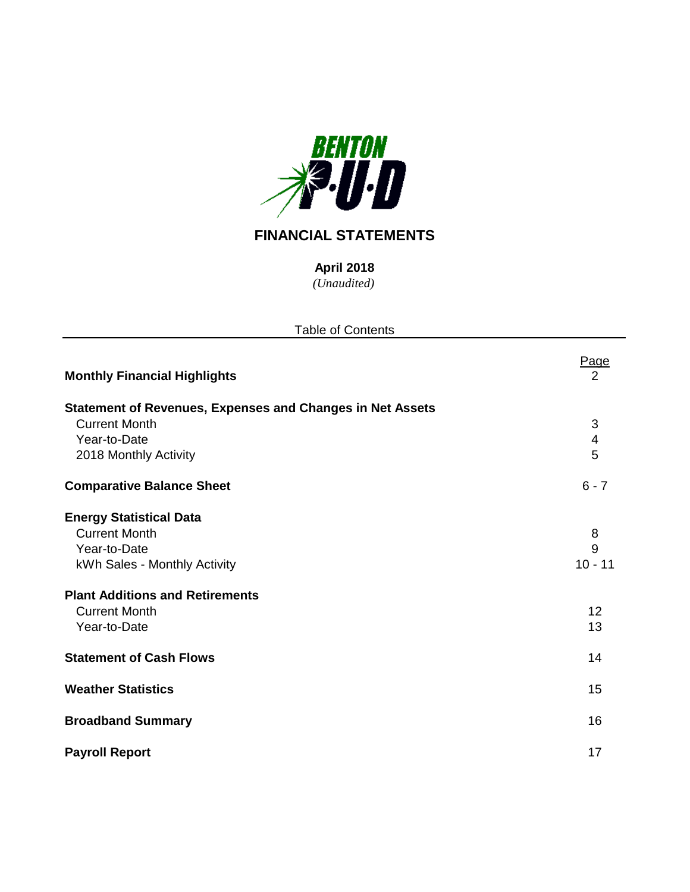BENTON P·U·D

# FINANCIAL STATEMENTS

**April 2018**
*(Unaudited)*

Table of Contents

| | Page |
|---|---|
| **Monthly Financial Highlights** | 2 |
| **Statement of Revenues, Expenses and Changes in Net Assets** | |
| Current Month | 3 |
| Year-to-Date | 4 |
| 2018 Monthly Activity | 5 |
| **Comparative Balance Sheet** | 6 - 7 |
| **Energy Statistical Data** | |
| Current Month | 8 |
| Year-to-Date | 9 |
| kWh Sales - Monthly Activity | 10 - 11 |
| **Plant Additions and Retirements** | |
| Current Month | 12 |
| Year-to-Date | 13 |
| **Statement of Cash Flows** | 14 |
| **Weather Statistics** | 15 |
| **Broadband Summary** | 16 |
| **Payroll Report** | 17 |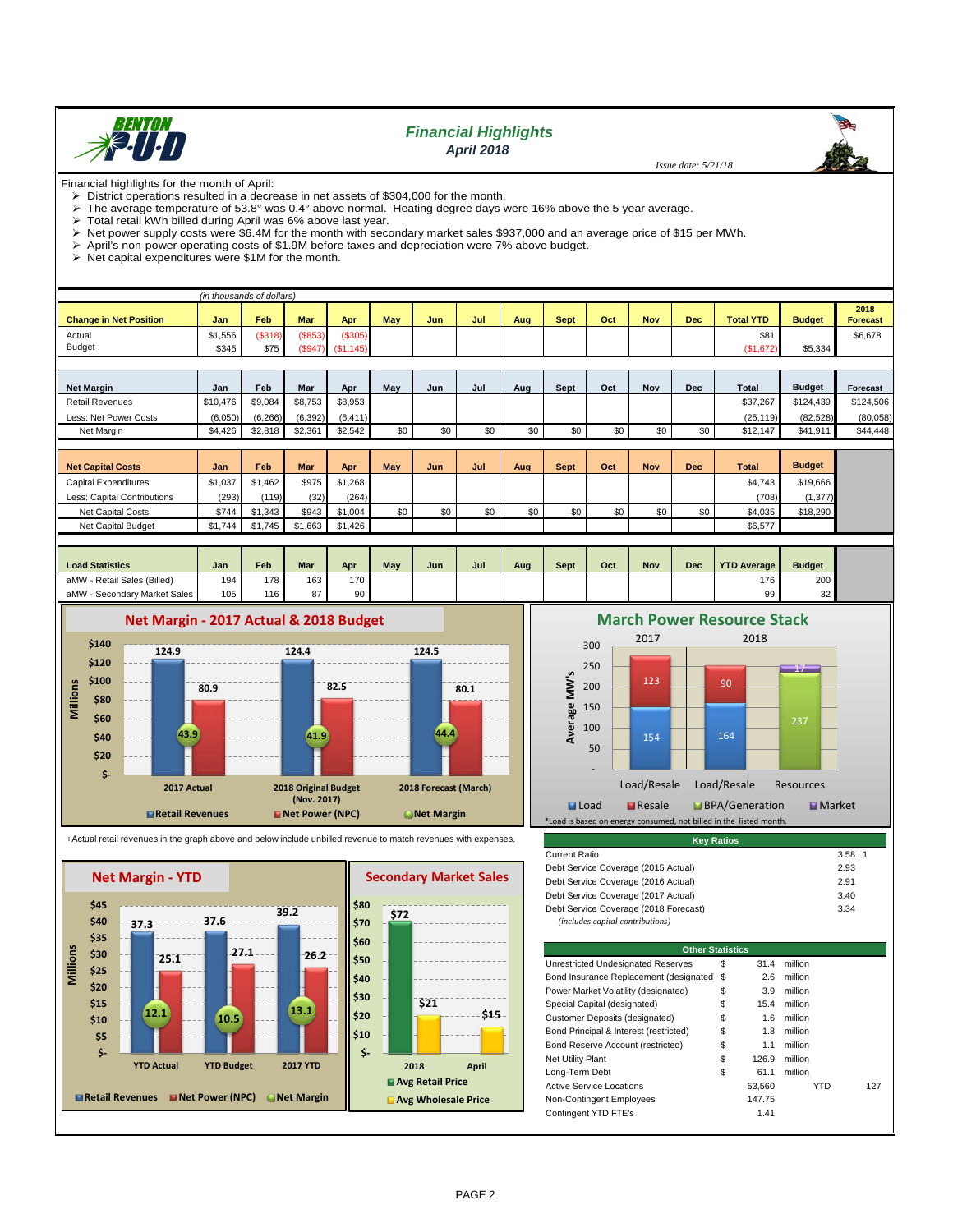# Financial Highlights
## April 2018

*Issue date: 5/21/18*

Financial highlights for the month of April:

- District operations resulted in a decrease in net assets of $304,000 for the month.
- The average temperature of 53.8° was 0.4° above normal. Heating degree days were 16% above the 5 year average.
- Total retail kWh billed during April was 6% above last year.
- Net power supply costs were $6.4M for the month with secondary market sales $937,000 and an average price of $15 per MWh.
- April's non-power operating costs of $1.9M before taxes and depreciation were 7% above budget.
- Net capital expenditures were $1M for the month.

*(in thousands of dollars)*

| Change in Net Position | Jan | Feb | Mar | Apr | May | Jun | Jul | Aug | Sept | Oct | Nov | Dec | Total YTD | Budget | 2018 Forecast |
|---|---|---|---|---|---|---|---|---|---|---|---|---|---|---|---|
| Actual | $1,556 | ($318) | ($853) | ($305) | | | | | | | | | $81 | | $6,678 |
| Budget | $345 | $75 | ($947) | ($1,145) | | | | | | | | | ($1,672) | $5,334 | |

| Net Margin | Jan | Feb | Mar | Apr | May | Jun | Jul | Aug | Sept | Oct | Nov | Dec | Total | Budget | Forecast |
|---|---|---|---|---|---|---|---|---|---|---|---|---|---|---|---|
| Retail Revenues | $10,476 | $9,084 | $8,753 | $8,953 | | | | | | | | | $37,267 | $124,439 | $124,506 |
| Less: Net Power Costs | (6,050) | (6,266) | (6,392) | (6,411) | | | | | | | | | (25,119) | (82,528) | (80,058) |
| Net Margin | $4,426 | $2,818 | $2,361 | $2,542 | $0 | $0 | $0 | $0 | $0 | $0 | $0 | $0 | $12,147 | $41,911 | $44,448 |

| Net Capital Costs | Jan | Feb | Mar | Apr | May | Jun | Jul | Aug | Sept | Oct | Nov | Dec | Total | Budget |
|---|---|---|---|---|---|---|---|---|---|---|---|---|---|---|
| Capital Expenditures | $1,037 | $1,462 | $975 | $1,268 | | | | | | | | | $4,743 | $19,666 |
| Less: Capital Contributions | (293) | (119) | (32) | (264) | | | | | | | | | (708) | (1,377) |
| Net Capital Costs | $744 | $1,343 | $943 | $1,004 | $0 | $0 | $0 | $0 | $0 | $0 | $0 | $0 | $4,035 | $18,290 |
| Net Capital Budget | $1,744 | $1,745 | $1,663 | $1,426 | | | | | | | | | $6,577 | |

| Load Statistics | Jan | Feb | Mar | Apr | May | Jun | Jul | Aug | Sept | Oct | Nov | Dec | YTD Average | Budget |
|---|---|---|---|---|---|---|---|---|---|---|---|---|---|---|
| aMW - Retail Sales (Billed) | 194 | 178 | 163 | 170 | | | | | | | | | 176 | 200 |
| aMW - Secondary Market Sales | 105 | 116 | 87 | 90 | | | | | | | | | 99 | 32 |

### Net Margin - 2017 Actual & 2018 Budget

| (Millions) | Retail Revenues | Net Power (NPC) | Net Margin |
|---|---|---|---|
| 2017 Actual | 124.9 | 80.9 | 43.9 |
| 2018 Original Budget (Nov. 2017) | 124.4 | 82.5 | 41.9 |
| 2018 Forecast (March) | 124.5 | 80.1 | 44.4 |

### March Power Resource Stack

| Average MW's | Load | Resale | BPA/Generation | Market |
|---|---|---|---|---|
| 2017 Load/Resale | 154 | 123 | | |
| 2018 Load/Resale | 164 | 90 | | |
| 2018 Resources | | | 237 | 17 |

*Load is based on energy consumed, not billed in the listed month.

+Actual retail revenues in the graph above and below include unbilled revenue to match revenues with expenses.

### Net Margin - YTD

| (Millions) | Retail Revenues | Net Power (NPC) | Net Margin |
|---|---|---|---|
| YTD Actual | 37.3 | 25.1 | 12.1 |
| YTD Budget | 37.6 | 27.1 | 10.5 |
| 2017 YTD | 39.2 | 26.2 | 13.1 |

### Secondary Market Sales

| | Avg Retail Price | Avg Wholesale Price |
|---|---|---|
| 2018 | $72 | $21 |
| April | | $15 |

| Key Ratios | |
|---|---|
| Current Ratio | 3.58 : 1 |
| Debt Service Coverage (2015 Actual) | 2.93 |
| Debt Service Coverage (2016 Actual) | 2.91 |
| Debt Service Coverage (2017 Actual) | 3.40 |
| Debt Service Coverage (2018 Forecast) | 3.34 |

*(includes capital contributions)*

| Other Statistics | | | | | |
|---|---|---|---|---|---|
| Unrestricted Undesignated Reserves | $ | 31.4 | million | | |
| Bond Insurance Replacement (designated) | $ | 2.6 | million | | |
| Power Market Volatility (designated) | $ | 3.9 | million | | |
| Special Capital (designated) | $ | 15.4 | million | | |
| Customer Deposits (designated) | $ | 1.6 | million | | |
| Bond Principal & Interest (restricted) | $ | 1.8 | million | | |
| Bond Reserve Account (restricted) | $ | 1.1 | million | | |
| Net Utility Plant | $ | 126.9 | million | | |
| Long-Term Debt | $ | 61.1 | million | | |
| Active Service Locations | | 53,560 | | YTD | 127 |
| Non-Contingent Employees | | 147.75 | | | |
| Contingent YTD FTE's | | 1.41 | | | |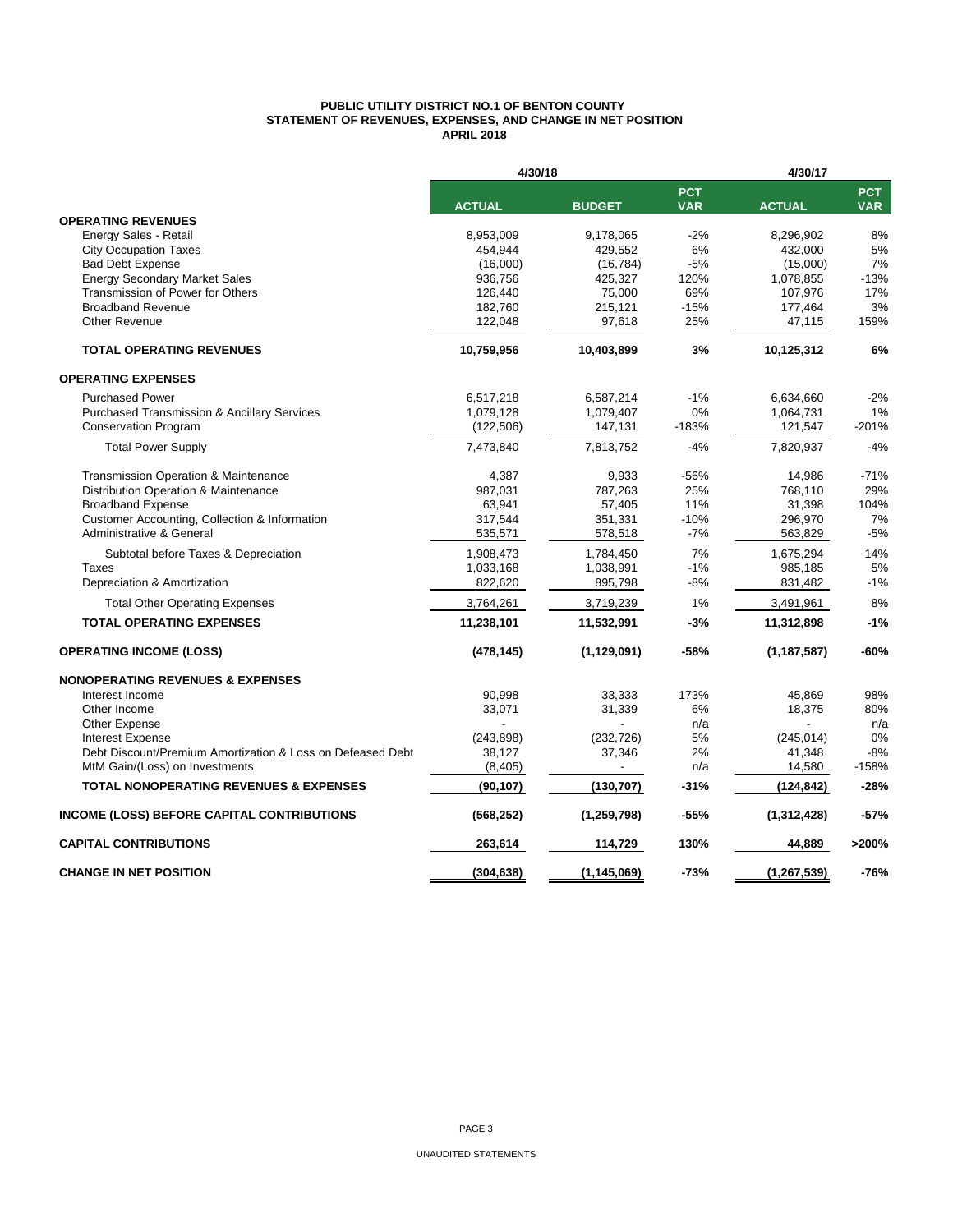**PUBLIC UTILITY DISTRICT NO.1 OF BENTON COUNTY**
**STATEMENT OF REVENUES, EXPENSES, AND CHANGE IN NET POSITION**
**APRIL 2018**

| | 4/30/18 | | | 4/30/17 | |
|---|---|---|---|---|---|
| | **ACTUAL** | **BUDGET** | **PCT VAR** | **ACTUAL** | **PCT VAR** |
| **OPERATING REVENUES** | | | | | |
| Energy Sales - Retail | 8,953,009 | 9,178,065 | -2% | 8,296,902 | 8% |
| City Occupation Taxes | 454,944 | 429,552 | 6% | 432,000 | 5% |
| Bad Debt Expense | (16,000) | (16,784) | -5% | (15,000) | 7% |
| Energy Secondary Market Sales | 936,756 | 425,327 | 120% | 1,078,855 | -13% |
| Transmission of Power for Others | 126,440 | 75,000 | 69% | 107,976 | 17% |
| Broadband Revenue | 182,760 | 215,121 | -15% | 177,464 | 3% |
| Other Revenue | 122,048 | 97,618 | 25% | 47,115 | 159% |
| **TOTAL OPERATING REVENUES** | **10,759,956** | **10,403,899** | **3%** | **10,125,312** | **6%** |
| **OPERATING EXPENSES** | | | | | |
| Purchased Power | 6,517,218 | 6,587,214 | -1% | 6,634,660 | -2% |
| Purchased Transmission & Ancillary Services | 1,079,128 | 1,079,407 | 0% | 1,064,731 | 1% |
| Conservation Program | (122,506) | 147,131 | -183% | 121,547 | -201% |
| Total Power Supply | 7,473,840 | 7,813,752 | -4% | 7,820,937 | -4% |
| Transmission Operation & Maintenance | 4,387 | 9,933 | -56% | 14,986 | -71% |
| Distribution Operation & Maintenance | 987,031 | 787,263 | 25% | 768,110 | 29% |
| Broadband Expense | 63,941 | 57,405 | 11% | 31,398 | 104% |
| Customer Accounting, Collection & Information | 317,544 | 351,331 | -10% | 296,970 | 7% |
| Administrative & General | 535,571 | 578,518 | -7% | 563,829 | -5% |
| Subtotal before Taxes & Depreciation | 1,908,473 | 1,784,450 | 7% | 1,675,294 | 14% |
| Taxes | 1,033,168 | 1,038,991 | -1% | 985,185 | 5% |
| Depreciation & Amortization | 822,620 | 895,798 | -8% | 831,482 | -1% |
| Total Other Operating Expenses | 3,764,261 | 3,719,239 | 1% | 3,491,961 | 8% |
| **TOTAL OPERATING EXPENSES** | **11,238,101** | **11,532,991** | **-3%** | **11,312,898** | **-1%** |
| **OPERATING INCOME (LOSS)** | **(478,145)** | **(1,129,091)** | **-58%** | **(1,187,587)** | **-60%** |
| **NONOPERATING REVENUES & EXPENSES** | | | | | |
| Interest Income | 90,998 | 33,333 | 173% | 45,869 | 98% |
| Other Income | 33,071 | 31,339 | 6% | 18,375 | 80% |
| Other Expense | - | - | n/a | - | n/a |
| Interest Expense | (243,898) | (232,726) | 5% | (245,014) | 0% |
| Debt Discount/Premium Amortization & Loss on Defeased Debt | 38,127 | 37,346 | 2% | 41,348 | -8% |
| MtM Gain/(Loss) on Investments | (8,405) | - | n/a | 14,580 | -158% |
| **TOTAL NONOPERATING REVENUES & EXPENSES** | **(90,107)** | **(130,707)** | **-31%** | **(124,842)** | **-28%** |
| **INCOME (LOSS) BEFORE CAPITAL CONTRIBUTIONS** | **(568,252)** | **(1,259,798)** | **-55%** | **(1,312,428)** | **-57%** |
| **CAPITAL CONTRIBUTIONS** | **263,614** | **114,729** | **130%** | **44,889** | **>200%** |
| **CHANGE IN NET POSITION** | **(304,638)** | **(1,145,069)** | **-73%** | **(1,267,539)** | **-76%** |

UNAUDITED STATEMENTS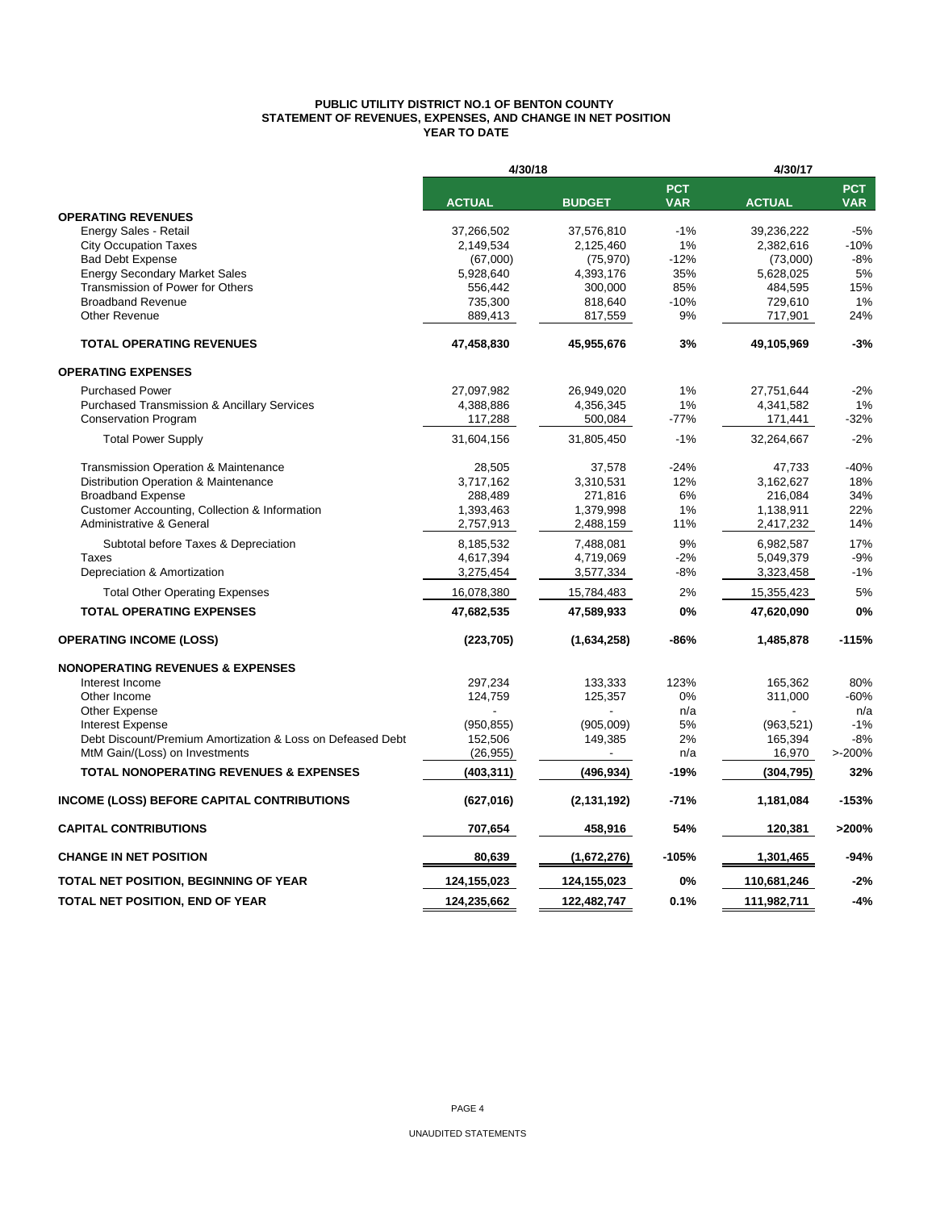# PUBLIC UTILITY DISTRICT NO.1 OF BENTON COUNTY
## STATEMENT OF REVENUES, EXPENSES, AND CHANGE IN NET POSITION
## YEAR TO DATE

| | 4/30/18 | | | 4/30/17 | |
|---|---|---|---|---|---|
| | **ACTUAL** | **BUDGET** | **PCT VAR** | **ACTUAL** | **PCT VAR** |
| **OPERATING REVENUES** | | | | | |
| Energy Sales - Retail | 37,266,502 | 37,576,810 | -1% | 39,236,222 | -5% |
| City Occupation Taxes | 2,149,534 | 2,125,460 | 1% | 2,382,616 | -10% |
| Bad Debt Expense | (67,000) | (75,970) | -12% | (73,000) | -8% |
| Energy Secondary Market Sales | 5,928,640 | 4,393,176 | 35% | 5,628,025 | 5% |
| Transmission of Power for Others | 556,442 | 300,000 | 85% | 484,595 | 15% |
| Broadband Revenue | 735,300 | 818,640 | -10% | 729,610 | 1% |
| Other Revenue | 889,413 | 817,559 | 9% | 717,901 | 24% |
| **TOTAL OPERATING REVENUES** | **47,458,830** | **45,955,676** | **3%** | **49,105,969** | **-3%** |
| **OPERATING EXPENSES** | | | | | |
| Purchased Power | 27,097,982 | 26,949,020 | 1% | 27,751,644 | -2% |
| Purchased Transmission & Ancillary Services | 4,388,886 | 4,356,345 | 1% | 4,341,582 | 1% |
| Conservation Program | 117,288 | 500,084 | -77% | 171,441 | -32% |
| Total Power Supply | 31,604,156 | 31,805,450 | -1% | 32,264,667 | -2% |
| Transmission Operation & Maintenance | 28,505 | 37,578 | -24% | 47,733 | -40% |
| Distribution Operation & Maintenance | 3,717,162 | 3,310,531 | 12% | 3,162,627 | 18% |
| Broadband Expense | 288,489 | 271,816 | 6% | 216,084 | 34% |
| Customer Accounting, Collection & Information | 1,393,463 | 1,379,998 | 1% | 1,138,911 | 22% |
| Administrative & General | 2,757,913 | 2,488,159 | 11% | 2,417,232 | 14% |
| Subtotal before Taxes & Depreciation | 8,185,532 | 7,488,081 | 9% | 6,982,587 | 17% |
| Taxes | 4,617,394 | 4,719,069 | -2% | 5,049,379 | -9% |
| Depreciation & Amortization | 3,275,454 | 3,577,334 | -8% | 3,323,458 | -1% |
| Total Other Operating Expenses | 16,078,380 | 15,784,483 | 2% | 15,355,423 | 5% |
| **TOTAL OPERATING EXPENSES** | **47,682,535** | **47,589,933** | **0%** | **47,620,090** | **0%** |
| **OPERATING INCOME (LOSS)** | **(223,705)** | **(1,634,258)** | **-86%** | **1,485,878** | **-115%** |
| **NONOPERATING REVENUES & EXPENSES** | | | | | |
| Interest Income | 297,234 | 133,333 | 123% | 165,362 | 80% |
| Other Income | 124,759 | 125,357 | 0% | 311,000 | -60% |
| Other Expense | - | - | n/a | - | n/a |
| Interest Expense | (950,855) | (905,009) | 5% | (963,521) | -1% |
| Debt Discount/Premium Amortization & Loss on Defeased Debt | 152,506 | 149,385 | 2% | 165,394 | -8% |
| MtM Gain/(Loss) on Investments | (26,955) | - | n/a | 16,970 | >-200% |
| **TOTAL NONOPERATING REVENUES & EXPENSES** | **(403,311)** | **(496,934)** | **-19%** | **(304,795)** | **32%** |
| **INCOME (LOSS) BEFORE CAPITAL CONTRIBUTIONS** | **(627,016)** | **(2,131,192)** | **-71%** | **1,181,084** | **-153%** |
| **CAPITAL CONTRIBUTIONS** | **707,654** | **458,916** | **54%** | **120,381** | **>200%** |
| **CHANGE IN NET POSITION** | **80,639** | **(1,672,276)** | **-105%** | **1,301,465** | **-94%** |
| **TOTAL NET POSITION, BEGINNING OF YEAR** | **124,155,023** | **124,155,023** | **0%** | **110,681,246** | **-2%** |
| **TOTAL NET POSITION, END OF YEAR** | **124,235,662** | **122,482,747** | **0.1%** | **111,982,711** | **-4%** |

UNAUDITED STATEMENTS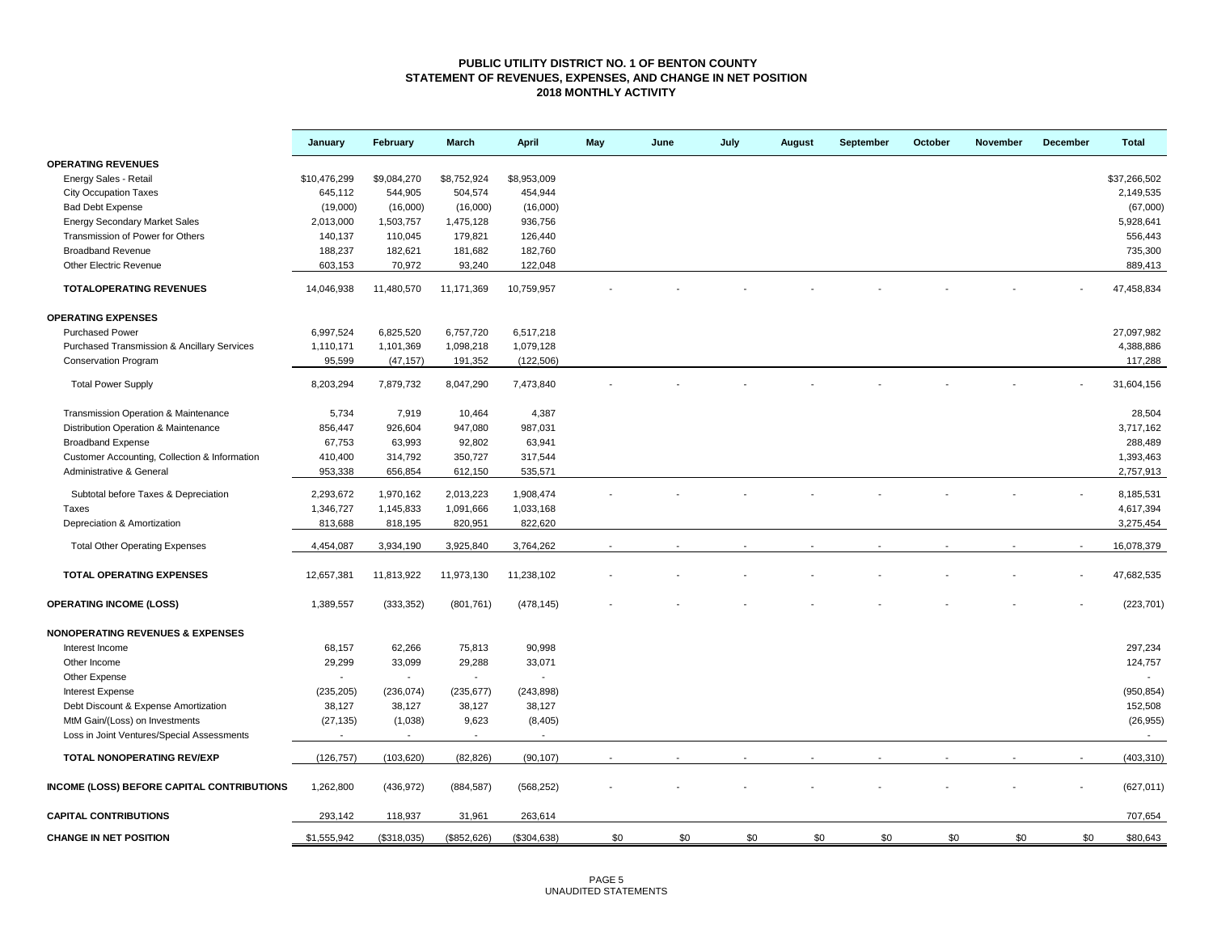# PUBLIC UTILITY DISTRICT NO. 1 OF BENTON COUNTY
## STATEMENT OF REVENUES, EXPENSES, AND CHANGE IN NET POSITION
### 2018 MONTHLY ACTIVITY

| | January | February | March | April | May | June | July | August | September | October | November | December | Total |
|---|---|---|---|---|---|---|---|---|---|---|---|---|---|
| **OPERATING REVENUES** | | | | | | | | | | | | | |
| Energy Sales - Retail | $10,476,299 | $9,084,270 | $8,752,924 | $8,953,009 | | | | | | | | | $37,266,502 |
| City Occupation Taxes | 645,112 | 544,905 | 504,574 | 454,944 | | | | | | | | | 2,149,535 |
| Bad Debt Expense | (19,000) | (16,000) | (16,000) | (16,000) | | | | | | | | | (67,000) |
| Energy Secondary Market Sales | 2,013,000 | 1,503,757 | 1,475,128 | 936,756 | | | | | | | | | 5,928,641 |
| Transmission of Power for Others | 140,137 | 110,045 | 179,821 | 126,440 | | | | | | | | | 556,443 |
| Broadband Revenue | 188,237 | 182,621 | 181,682 | 182,760 | | | | | | | | | 735,300 |
| Other Electric Revenue | 603,153 | 70,972 | 93,240 | 122,048 | | | | | | | | | 889,413 |
| **TOTALOPERATING REVENUES** | 14,046,938 | 11,480,570 | 11,171,369 | 10,759,957 | - | - | - | - | - | - | - | - | 47,458,834 |
| **OPERATING EXPENSES** | | | | | | | | | | | | | |
| Purchased Power | 6,997,524 | 6,825,520 | 6,757,720 | 6,517,218 | | | | | | | | | 27,097,982 |
| Purchased Transmission & Ancillary Services | 1,110,171 | 1,101,369 | 1,098,218 | 1,079,128 | | | | | | | | | 4,388,886 |
| Conservation Program | 95,599 | (47,157) | 191,352 | (122,506) | | | | | | | | | 117,288 |
| Total Power Supply | 8,203,294 | 7,879,732 | 8,047,290 | 7,473,840 | - | - | - | - | - | - | - | - | 31,604,156 |
| Transmission Operation & Maintenance | 5,734 | 7,919 | 10,464 | 4,387 | | | | | | | | | 28,504 |
| Distribution Operation & Maintenance | 856,447 | 926,604 | 947,080 | 987,031 | | | | | | | | | 3,717,162 |
| Broadband Expense | 67,753 | 63,993 | 92,802 | 63,941 | | | | | | | | | 288,489 |
| Customer Accounting, Collection & Information | 410,400 | 314,792 | 350,727 | 317,544 | | | | | | | | | 1,393,463 |
| Administrative & General | 953,338 | 656,854 | 612,150 | 535,571 | | | | | | | | | 2,757,913 |
| Subtotal before Taxes & Depreciation | 2,293,672 | 1,970,162 | 2,013,223 | 1,908,474 | - | - | - | - | - | - | - | - | 8,185,531 |
| Taxes | 1,346,727 | 1,145,833 | 1,091,666 | 1,033,168 | | | | | | | | | 4,617,394 |
| Depreciation & Amortization | 813,688 | 818,195 | 820,951 | 822,620 | | | | | | | | | 3,275,454 |
| Total Other Operating Expenses | 4,454,087 | 3,934,190 | 3,925,840 | 3,764,262 | - | - | - | - | - | - | - | - | 16,078,379 |
| **TOTAL OPERATING EXPENSES** | 12,657,381 | 11,813,922 | 11,973,130 | 11,238,102 | - | - | - | - | - | - | - | - | 47,682,535 |
| **OPERATING INCOME (LOSS)** | 1,389,557 | (333,352) | (801,761) | (478,145) | - | - | - | - | - | - | - | - | (223,701) |
| **NONOPERATING REVENUES & EXPENSES** | | | | | | | | | | | | | |
| Interest Income | 68,157 | 62,266 | 75,813 | 90,998 | | | | | | | | | 297,234 |
| Other Income | 29,299 | 33,099 | 29,288 | 33,071 | | | | | | | | | 124,757 |
| Other Expense | - | - | - | - | | | | | | | | | - |
| Interest Expense | (235,205) | (236,074) | (235,677) | (243,898) | | | | | | | | | (950,854) |
| Debt Discount & Expense Amortization | 38,127 | 38,127 | 38,127 | 38,127 | | | | | | | | | 152,508 |
| MtM Gain/(Loss) on Investments | (27,135) | (1,038) | 9,623 | (8,405) | | | | | | | | | (26,955) |
| Loss in Joint Ventures/Special Assessments | - | - | - | - | | | | | | | | | - |
| **TOTAL NONOPERATING REV/EXP** | (126,757) | (103,620) | (82,826) | (90,107) | - | - | - | - | - | - | - | - | (403,310) |
| **INCOME (LOSS) BEFORE CAPITAL CONTRIBUTIONS** | 1,262,800 | (436,972) | (884,587) | (568,252) | - | - | - | - | - | - | - | - | (627,011) |
| **CAPITAL CONTRIBUTIONS** | 293,142 | 118,937 | 31,961 | 263,614 | | | | | | | | | 707,654 |
| **CHANGE IN NET POSITION** | $1,555,942 | ($318,035) | ($852,626) | ($304,638) | $0 | $0 | $0 | $0 | $0 | $0 | $0 | $0 | $80,643 |

UNAUDITED STATEMENTS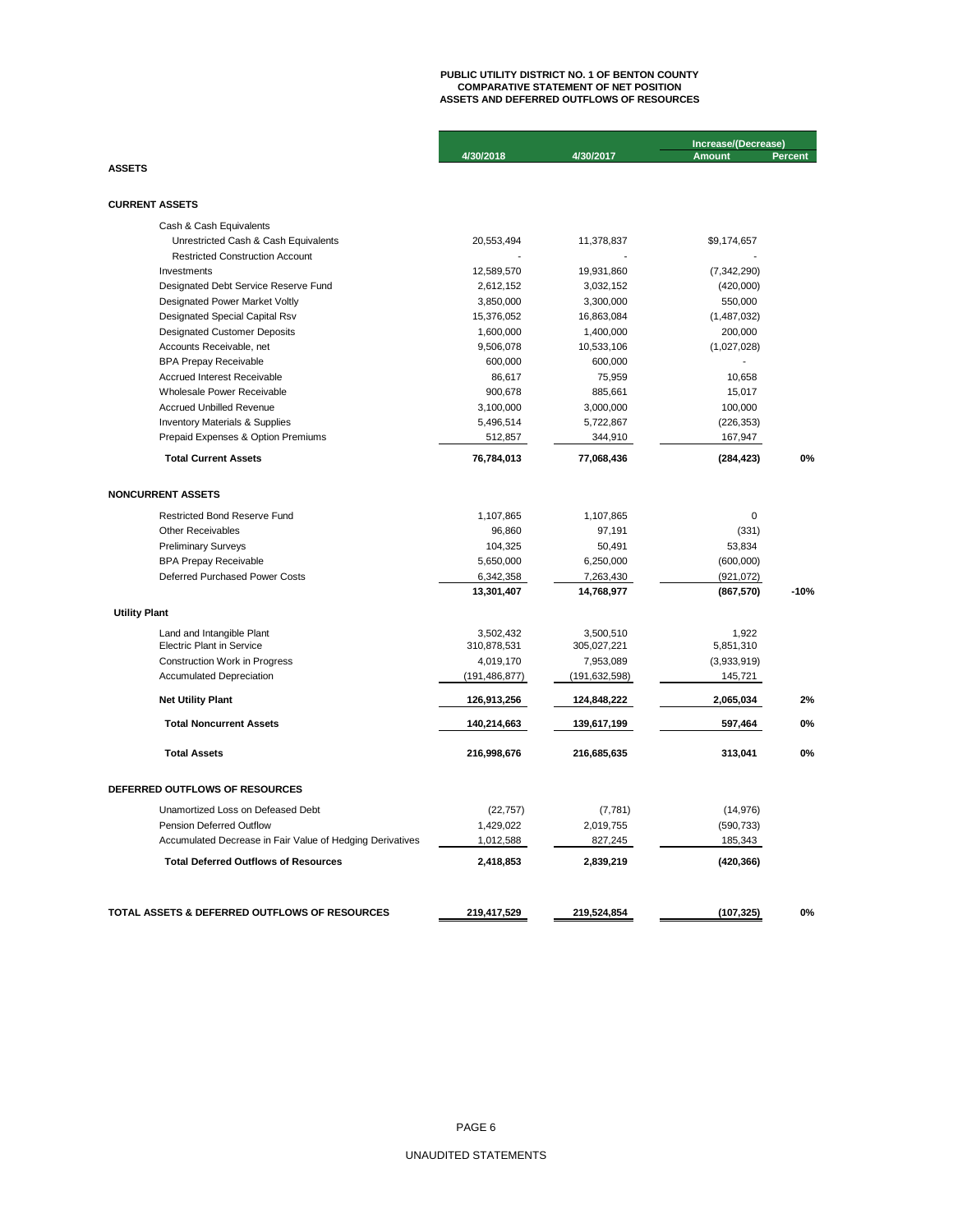# PUBLIC UTILITY DISTRICT NO. 1 OF BENTON COUNTY
## COMPARATIVE STATEMENT OF NET POSITION
## ASSETS AND DEFERRED OUTFLOWS OF RESOURCES

| | 4/30/2018 | 4/30/2017 | Increase/(Decrease) Amount | Percent |
|---|---|---|---|---|
| **ASSETS** | | | | |
| **CURRENT ASSETS** | | | | |
| Cash & Cash Equivalents | | | | |
| Unrestricted Cash & Cash Equivalents | 20,553,494 | 11,378,837 | $9,174,657 | |
| Restricted Construction Account | - | - | - | |
| Investments | 12,589,570 | 19,931,860 | (7,342,290) | |
| Designated Debt Service Reserve Fund | 2,612,152 | 3,032,152 | (420,000) | |
| Designated Power Market Voltly | 3,850,000 | 3,300,000 | 550,000 | |
| Designated Special Capital Rsv | 15,376,052 | 16,863,084 | (1,487,032) | |
| Designated Customer Deposits | 1,600,000 | 1,400,000 | 200,000 | |
| Accounts Receivable, net | 9,506,078 | 10,533,106 | (1,027,028) | |
| BPA Prepay Receivable | 600,000 | 600,000 | - | |
| Accrued Interest Receivable | 86,617 | 75,959 | 10,658 | |
| Wholesale Power Receivable | 900,678 | 885,661 | 15,017 | |
| Accrued Unbilled Revenue | 3,100,000 | 3,000,000 | 100,000 | |
| Inventory Materials & Supplies | 5,496,514 | 5,722,867 | (226,353) | |
| Prepaid Expenses & Option Premiums | 512,857 | 344,910 | 167,947 | |
| **Total Current Assets** | **76,784,013** | **77,068,436** | **(284,423)** | **0%** |
| **NONCURRENT ASSETS** | | | | |
| Restricted Bond Reserve Fund | 1,107,865 | 1,107,865 | 0 | |
| Other Receivables | 96,860 | 97,191 | (331) | |
| Preliminary Surveys | 104,325 | 50,491 | 53,834 | |
| BPA Prepay Receivable | 5,650,000 | 6,250,000 | (600,000) | |
| Deferred Purchased Power Costs | 6,342,358 | 7,263,430 | (921,072) | |
| | **13,301,407** | **14,768,977** | **(867,570)** | **-10%** |
| **Utility Plant** | | | | |
| Land and Intangible Plant | 3,502,432 | 3,500,510 | 1,922 | |
| Electric Plant in Service | 310,878,531 | 305,027,221 | 5,851,310 | |
| Construction Work in Progress | 4,019,170 | 7,953,089 | (3,933,919) | |
| Accumulated Depreciation | (191,486,877) | (191,632,598) | 145,721 | |
| **Net Utility Plant** | **126,913,256** | **124,848,222** | **2,065,034** | **2%** |
| **Total Noncurrent Assets** | **140,214,663** | **139,617,199** | **597,464** | **0%** |
| **Total Assets** | **216,998,676** | **216,685,635** | **313,041** | **0%** |
| **DEFERRED OUTFLOWS OF RESOURCES** | | | | |
| Unamortized Loss on Defeased Debt | (22,757) | (7,781) | (14,976) | |
| Pension Deferred Outflow | 1,429,022 | 2,019,755 | (590,733) | |
| Accumulated Decrease in Fair Value of Hedging Derivatives | 1,012,588 | 827,245 | 185,343 | |
| **Total Deferred Outflows of Resources** | **2,418,853** | **2,839,219** | **(420,366)** | |
| **TOTAL ASSETS & DEFERRED OUTFLOWS OF RESOURCES** | **219,417,529** | **219,524,854** | **(107,325)** | **0%** |

UNAUDITED STATEMENTS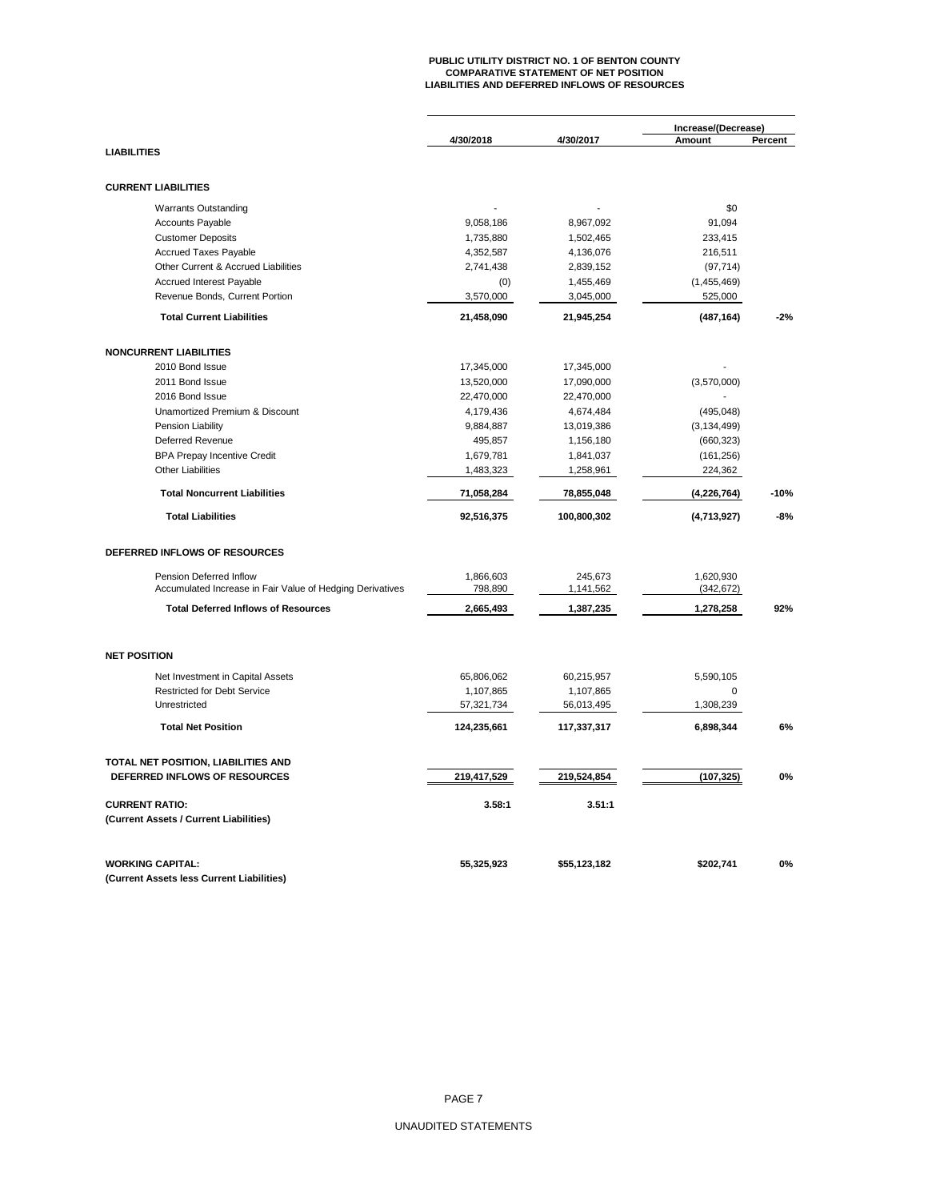**PUBLIC UTILITY DISTRICT NO. 1 OF BENTON COUNTY**
**COMPARATIVE STATEMENT OF NET POSITION**
**LIABILITIES AND DEFERRED INFLOWS OF RESOURCES**

| | 4/30/2018 | 4/30/2017 | Increase/(Decrease) Amount | Percent |
|---|---|---|---|---|
| **LIABILITIES** | | | | |
| **CURRENT LIABILITIES** | | | | |
| Warrants Outstanding | - | - | $0 | |
| Accounts Payable | 9,058,186 | 8,967,092 | 91,094 | |
| Customer Deposits | 1,735,880 | 1,502,465 | 233,415 | |
| Accrued Taxes Payable | 4,352,587 | 4,136,076 | 216,511 | |
| Other Current & Accrued Liabilities | 2,741,438 | 2,839,152 | (97,714) | |
| Accrued Interest Payable | (0) | 1,455,469 | (1,455,469) | |
| Revenue Bonds, Current Portion | 3,570,000 | 3,045,000 | 525,000 | |
| **Total Current Liabilities** | **21,458,090** | **21,945,254** | **(487,164)** | **-2%** |
| **NONCURRENT LIABILITIES** | | | | |
| 2010 Bond Issue | 17,345,000 | 17,345,000 | - | |
| 2011 Bond Issue | 13,520,000 | 17,090,000 | (3,570,000) | |
| 2016 Bond Issue | 22,470,000 | 22,470,000 | - | |
| Unamortized Premium & Discount | 4,179,436 | 4,674,484 | (495,048) | |
| Pension Liability | 9,884,887 | 13,019,386 | (3,134,499) | |
| Deferred Revenue | 495,857 | 1,156,180 | (660,323) | |
| BPA Prepay Incentive Credit | 1,679,781 | 1,841,037 | (161,256) | |
| Other Liabilities | 1,483,323 | 1,258,961 | 224,362 | |
| **Total Noncurrent Liabilities** | **71,058,284** | **78,855,048** | **(4,226,764)** | **-10%** |
| **Total Liabilities** | **92,516,375** | **100,800,302** | **(4,713,927)** | **-8%** |
| **DEFERRED INFLOWS OF RESOURCES** | | | | |
| Pension Deferred Inflow | 1,866,603 | 245,673 | 1,620,930 | |
| Accumulated Increase in Fair Value of Hedging Derivatives | 798,890 | 1,141,562 | (342,672) | |
| **Total Deferred Inflows of Resources** | **2,665,493** | **1,387,235** | **1,278,258** | **92%** |
| **NET POSITION** | | | | |
| Net Investment in Capital Assets | 65,806,062 | 60,215,957 | 5,590,105 | |
| Restricted for Debt Service | 1,107,865 | 1,107,865 | 0 | |
| Unrestricted | 57,321,734 | 56,013,495 | 1,308,239 | |
| **Total Net Position** | **124,235,661** | **117,337,317** | **6,898,344** | **6%** |
| **TOTAL NET POSITION, LIABILITIES AND DEFERRED INFLOWS OF RESOURCES** | **219,417,529** | **219,524,854** | **(107,325)** | **0%** |
| **CURRENT RATIO:** (Current Assets / Current Liabilities) | **3.58:1** | **3.51:1** | | |
| **WORKING CAPITAL:** (Current Assets less Current Liabilities) | **55,325,923** | **$55,123,182** | **$202,741** | **0%** |

UNAUDITED STATEMENTS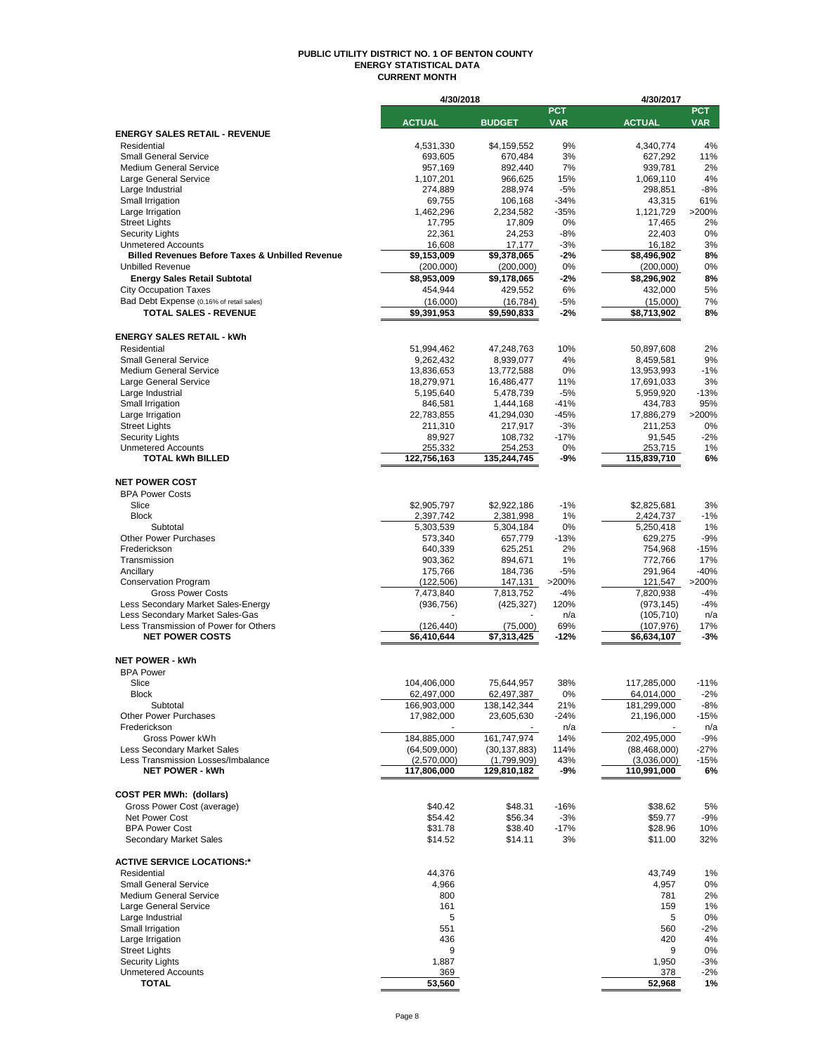# PUBLIC UTILITY DISTRICT NO. 1 OF BENTON COUNTY
## ENERGY STATISTICAL DATA
### CURRENT MONTH

| | 4/30/2018 | | | 4/30/2017 | |
|---|---|---|---|---|---|
| | ACTUAL | BUDGET | PCT VAR | ACTUAL | PCT VAR |
| **ENERGY SALES RETAIL - REVENUE** | | | | | |
| Residential | 4,531,330 | $4,159,552 | 9% | 4,340,774 | 4% |
| Small General Service | 693,605 | 670,484 | 3% | 627,292 | 11% |
| Medium General Service | 957,169 | 892,440 | 7% | 939,781 | 2% |
| Large General Service | 1,107,201 | 966,625 | 15% | 1,069,110 | 4% |
| Large Industrial | 274,889 | 288,974 | -5% | 298,851 | -8% |
| Small Irrigation | 69,755 | 106,168 | -34% | 43,315 | 61% |
| Large Irrigation | 1,462,296 | 2,234,582 | -35% | 1,121,729 | >200% |
| Street Lights | 17,795 | 17,809 | 0% | 17,465 | 2% |
| Security Lights | 22,361 | 24,253 | -8% | 22,403 | 0% |
| Unmetered Accounts | 16,608 | 17,177 | -3% | 16,182 | 3% |
| **Billed Revenues Before Taxes & Unbilled Revenue** | **$9,153,009** | **$9,378,065** | **-2%** | **$8,496,902** | **8%** |
| Unbilled Revenue | (200,000) | (200,000) | 0% | (200,000) | 0% |
| **Energy Sales Retail Subtotal** | **$8,953,009** | **$9,178,065** | **-2%** | **$8,296,902** | **8%** |
| City Occupation Taxes | 454,944 | 429,552 | 6% | 432,000 | 5% |
| Bad Debt Expense (0.16% of retail sales) | (16,000) | (16,784) | -5% | (15,000) | 7% |
| **TOTAL SALES - REVENUE** | **$9,391,953** | **$9,590,833** | **-2%** | **$8,713,902** | **8%** |
| | | | | | |
| **ENERGY SALES RETAIL - kWh** | | | | | |
| Residential | 51,994,462 | 47,248,763 | 10% | 50,897,608 | 2% |
| Small General Service | 9,262,432 | 8,939,077 | 4% | 8,459,581 | 9% |
| Medium General Service | 13,836,653 | 13,772,588 | 0% | 13,953,993 | -1% |
| Large General Service | 18,279,971 | 16,486,477 | 11% | 17,691,033 | 3% |
| Large Industrial | 5,195,640 | 5,478,739 | -5% | 5,959,920 | -13% |
| Small Irrigation | 846,581 | 1,444,168 | -41% | 434,783 | 95% |
| Large Irrigation | 22,783,855 | 41,294,030 | -45% | 17,886,279 | >200% |
| Street Lights | 211,310 | 217,917 | -3% | 211,253 | 0% |
| Security Lights | 89,927 | 108,732 | -17% | 91,545 | -2% |
| Unmetered Accounts | 255,332 | 254,253 | 0% | 253,715 | 1% |
| **TOTAL kWh BILLED** | **122,756,163** | **135,244,745** | **-9%** | **115,839,710** | **6%** |
| | | | | | |
| **NET POWER COST** | | | | | |
| BPA Power Costs | | | | | |
| Slice | $2,905,797 | $2,922,186 | -1% | $2,825,681 | 3% |
| Block | 2,397,742 | 2,381,998 | 1% | 2,424,737 | -1% |
| Subtotal | 5,303,539 | 5,304,184 | 0% | 5,250,418 | 1% |
| Other Power Purchases | 573,340 | 657,779 | -13% | 629,275 | -9% |
| Frederickson | 640,339 | 625,251 | 2% | 754,968 | -15% |
| Transmission | 903,362 | 894,671 | 1% | 772,766 | 17% |
| Ancillary | 175,766 | 184,736 | -5% | 291,964 | -40% |
| Conservation Program | (122,506) | 147,131 | >200% | 121,547 | >200% |
| Gross Power Costs | 7,473,840 | 7,813,752 | -4% | 7,820,938 | -4% |
| Less Secondary Market Sales-Energy | (936,756) | (425,327) | 120% | (973,145) | -4% |
| Less Secondary Market Sales-Gas | - | - | n/a | (105,710) | n/a |
| Less Transmission of Power for Others | (126,440) | (75,000) | 69% | (107,976) | 17% |
| **NET POWER COSTS** | **$6,410,644** | **$7,313,425** | **-12%** | **$6,634,107** | **-3%** |
| | | | | | |
| **NET POWER - kWh** | | | | | |
| BPA Power | | | | | |
| Slice | 104,406,000 | 75,644,957 | 38% | 117,285,000 | -11% |
| Block | 62,497,000 | 62,497,387 | 0% | 64,014,000 | -2% |
| Subtotal | 166,903,000 | 138,142,344 | 21% | 181,299,000 | -8% |
| Other Power Purchases | 17,982,000 | 23,605,630 | -24% | 21,196,000 | -15% |
| Frederickson | - | - | n/a | - | n/a |
| Gross Power kWh | 184,885,000 | 161,747,974 | 14% | 202,495,000 | -9% |
| Less Secondary Market Sales | (64,509,000) | (30,137,883) | 114% | (88,468,000) | -27% |
| Less Transmission Losses/Imbalance | (2,570,000) | (1,799,909) | 43% | (3,036,000) | -15% |
| **NET POWER - kWh** | **117,806,000** | **129,810,182** | **-9%** | **110,991,000** | **6%** |
| | | | | | |
| **COST PER MWh: (dollars)** | | | | | |
| Gross Power Cost (average) | $40.42 | $48.31 | -16% | $38.62 | 5% |
| Net Power Cost | $54.42 | $56.34 | -3% | $59.77 | -9% |
| BPA Power Cost | $31.78 | $38.40 | -17% | $28.96 | 10% |
| Secondary Market Sales | $14.52 | $14.11 | 3% | $11.00 | 32% |
| | | | | | |
| **ACTIVE SERVICE LOCATIONS:*** | | | | | |
| Residential | 44,376 | | | 43,749 | 1% |
| Small General Service | 4,966 | | | 4,957 | 0% |
| Medium General Service | 800 | | | 781 | 2% |
| Large General Service | 161 | | | 159 | 1% |
| Large Industrial | 5 | | | 5 | 0% |
| Small Irrigation | 551 | | | 560 | -2% |
| Large Irrigation | 436 | | | 420 | 4% |
| Street Lights | 9 | | | 9 | 0% |
| Security Lights | 1,887 | | | 1,950 | -3% |
| Unmetered Accounts | 369 | | | 378 | -2% |
| **TOTAL** | **53,560** | | | **52,968** | **1%** |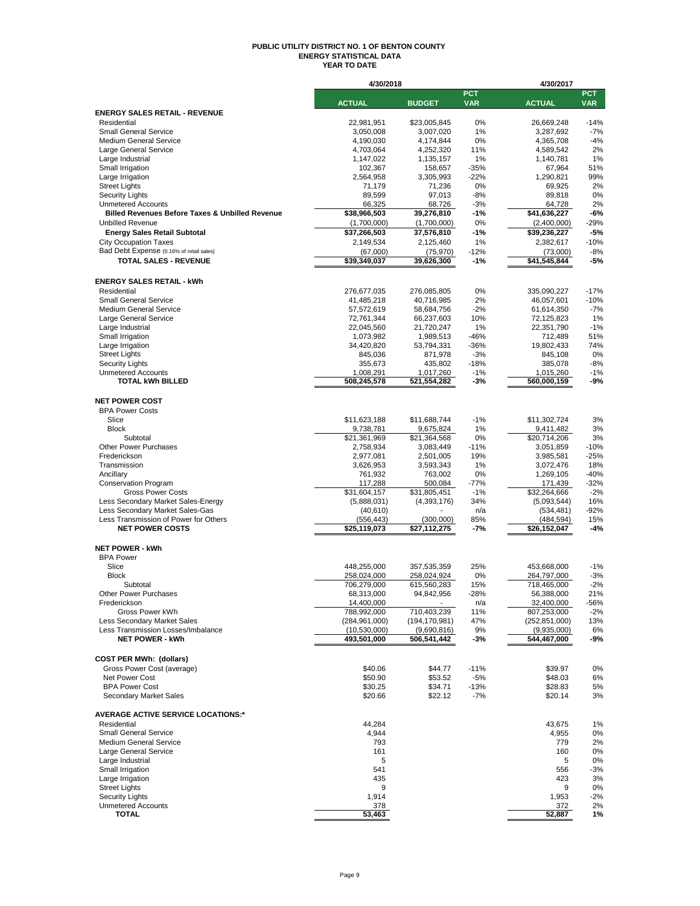# PUBLIC UTILITY DISTRICT NO. 1 OF BENTON COUNTY
## ENERGY STATISTICAL DATA
### YEAR TO DATE

| | 4/30/2018 | | | 4/30/2017 | |
|---|---|---|---|---|---|
| | **ACTUAL** | **BUDGET** | **PCT VAR** | **ACTUAL** | **PCT VAR** |
| **ENERGY SALES RETAIL - REVENUE** | | | | | |
| Residential | 22,981,951 | $23,005,845 | 0% | 26,669,248 | -14% |
| Small General Service | 3,050,008 | 3,007,020 | 1% | 3,287,692 | -7% |
| Medium General Service | 4,190,030 | 4,174,844 | 0% | 4,365,708 | -4% |
| Large General Service | 4,703,064 | 4,252,320 | 11% | 4,589,542 | 2% |
| Large Industrial | 1,147,022 | 1,135,157 | 1% | 1,140,781 | 1% |
| Small Irrigation | 102,367 | 158,657 | -35% | 67,964 | 51% |
| Large Irrigation | 2,564,958 | 3,305,993 | -22% | 1,290,821 | 99% |
| Street Lights | 71,179 | 71,236 | 0% | 69,925 | 2% |
| Security Lights | 89,599 | 97,013 | -8% | 89,818 | 0% |
| Unmetered Accounts | 66,325 | 68,726 | -3% | 64,728 | 2% |
| **Billed Revenues Before Taxes & Unbilled Revenue** | **$38,966,503** | **39,276,810** | **-1%** | **$41,636,227** | **-6%** |
| Unbilled Revenue | (1,700,000) | (1,700,000) | 0% | (2,400,000) | -29% |
| **Energy Sales Retail Subtotal** | **$37,266,503** | **37,576,810** | **-1%** | **$39,236,227** | **-5%** |
| City Occupation Taxes | 2,149,534 | 2,125,460 | 1% | 2,382,617 | -10% |
| Bad Debt Expense (0.16% of retail sales) | (67,000) | (75,970) | -12% | (73,000) | -8% |
| **TOTAL SALES - REVENUE** | **$39,349,037** | **39,626,300** | **-1%** | **$41,545,844** | **-5%** |
| | | | | | |
| **ENERGY SALES RETAIL - kWh** | | | | | |
| Residential | 276,677,035 | 276,085,805 | 0% | 335,090,227 | -17% |
| Small General Service | 41,485,218 | 40,716,985 | 2% | 46,057,601 | -10% |
| Medium General Service | 57,572,619 | 58,684,756 | -2% | 61,614,350 | -7% |
| Large General Service | 72,761,344 | 66,237,603 | 10% | 72,125,823 | 1% |
| Large Industrial | 22,045,560 | 21,720,247 | 1% | 22,351,790 | -1% |
| Small Irrigation | 1,073,982 | 1,989,513 | -46% | 712,489 | 51% |
| Large Irrigation | 34,420,820 | 53,794,331 | -36% | 19,802,433 | 74% |
| Street Lights | 845,036 | 871,978 | -3% | 845,108 | 0% |
| Security Lights | 355,673 | 435,802 | -18% | 385,078 | -8% |
| Unmetered Accounts | 1,008,291 | 1,017,260 | -1% | 1,015,260 | -1% |
| **TOTAL kWh BILLED** | **508,245,578** | **521,554,282** | **-3%** | **560,000,159** | **-9%** |
| | | | | | |
| **NET POWER COST** | | | | | |
| BPA Power Costs | | | | | |
| Slice | $11,623,188 | $11,688,744 | -1% | $11,302,724 | 3% |
| Block | 9,738,781 | 9,675,824 | 1% | 9,411,482 | 3% |
| Subtotal | $21,361,969 | $21,364,568 | 0% | $20,714,206 | 3% |
| Other Power Purchases | 2,758,934 | 3,083,449 | -11% | 3,051,859 | -10% |
| Frederickson | 2,977,081 | 2,501,005 | 19% | 3,985,581 | -25% |
| Transmission | 3,626,953 | 3,593,343 | 1% | 3,072,476 | 18% |
| Ancillary | 761,932 | 763,002 | 0% | 1,269,105 | -40% |
| Conservation Program | 117,288 | 500,084 | -77% | 171,439 | -32% |
| Gross Power Costs | $31,604,157 | $31,805,451 | -1% | $32,264,666 | -2% |
| Less Secondary Market Sales-Energy | (5,888,031) | (4,393,176) | 34% | (5,093,544) | 16% |
| Less Secondary Market Sales-Gas | (40,610) | - | n/a | (534,481) | -92% |
| Less Transmission of Power for Others | (556,443) | (300,000) | 85% | (484,594) | 15% |
| **NET POWER COSTS** | **$25,119,073** | **$27,112,275** | **-7%** | **$26,152,047** | **-4%** |
| | | | | | |
| **NET POWER - kWh** | | | | | |
| BPA Power | | | | | |
| Slice | 448,255,000 | 357,535,359 | 25% | 453,668,000 | -1% |
| Block | 258,024,000 | 258,024,924 | 0% | 264,797,000 | -3% |
| Subtotal | 706,279,000 | 615,560,283 | 15% | 718,465,000 | -2% |
| Other Power Purchases | 68,313,000 | 94,842,956 | -28% | 56,388,000 | 21% |
| Frederickson | 14,400,000 | - | n/a | 32,400,000 | -56% |
| Gross Power kWh | 788,992,000 | 710,403,239 | 11% | 807,253,000 | -2% |
| Less Secondary Market Sales | (284,961,000) | (194,170,981) | 47% | (252,851,000) | 13% |
| Less Transmission Losses/Imbalance | (10,530,000) | (9,690,816) | 9% | (9,935,000) | 6% |
| **NET POWER - kWh** | **493,501,000** | **506,541,442** | **-3%** | **544,467,000** | **-9%** |
| | | | | | |
| **COST PER MWh: (dollars)** | | | | | |
| Gross Power Cost (average) | $40.06 | $44.77 | -11% | $39.97 | 0% |
| Net Power Cost | $50.90 | $53.52 | -5% | $48.03 | 6% |
| BPA Power Cost | $30.25 | $34.71 | -13% | $28.83 | 5% |
| Secondary Market Sales | $20.66 | $22.12 | -7% | $20.14 | 3% |
| | | | | | |
| **AVERAGE ACTIVE SERVICE LOCATIONS:*** | | | | | |
| Residential | 44,284 | | | 43,675 | 1% |
| Small General Service | 4,944 | | | 4,955 | 0% |
| Medium General Service | 793 | | | 779 | 2% |
| Large General Service | 161 | | | 160 | 0% |
| Large Industrial | 5 | | | 5 | 0% |
| Small Irrigation | 541 | | | 556 | -3% |
| Large Irrigation | 435 | | | 423 | 3% |
| Street Lights | 9 | | | 9 | 0% |
| Security Lights | 1,914 | | | 1,953 | -2% |
| Unmetered Accounts | 378 | | | 372 | 2% |
| **TOTAL** | **53,463** | | | **52,887** | **1%** |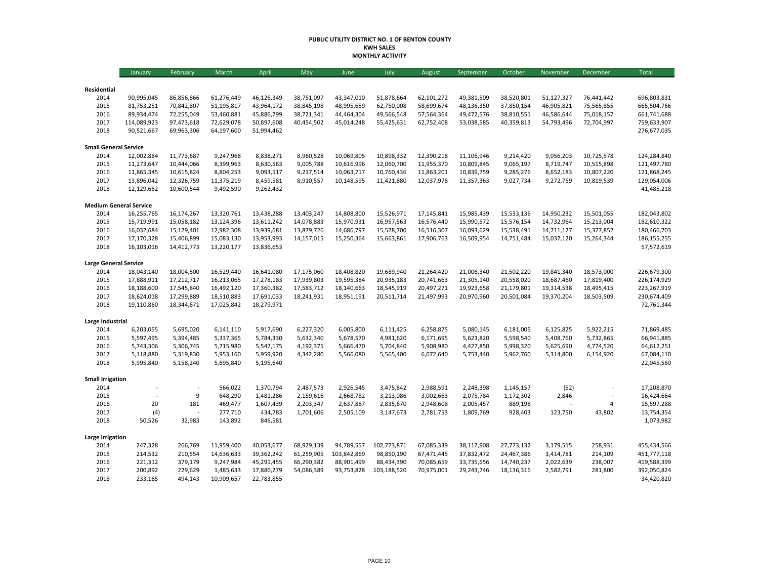**PUBLIC UTILITY DISTRICT NO. 1 OF BENTON COUNTY**
**KWH SALES**
**MONTHLY ACTIVITY**

| | January | February | March | April | May | June | July | August | September | October | November | December | Total |
|---|---|---|---|---|---|---|---|---|---|---|---|---|---|
| **Residential** | | | | | | | | | | | | | |
| 2014 | 90,995,045 | 86,856,866 | 61,276,449 | 46,126,349 | 38,751,097 | 43,347,010 | 51,878,664 | 62,101,272 | 49,381,509 | 38,520,801 | 51,127,327 | 76,441,442 | 696,803,831 |
| 2015 | 81,753,251 | 70,842,807 | 51,195,817 | 43,964,172 | 38,845,198 | 48,995,659 | 62,750,008 | 58,699,674 | 48,136,350 | 37,850,154 | 46,905,821 | 75,565,855 | 665,504,766 |
| 2016 | 89,934,474 | 72,255,049 | 53,460,881 | 45,886,799 | 38,721,341 | 44,464,304 | 49,566,548 | 57,564,364 | 49,472,576 | 38,810,551 | 46,586,644 | 75,018,157 | 661,741,688 |
| 2017 | 114,089,923 | 97,473,618 | 72,629,078 | 50,897,608 | 40,454,502 | 45,014,248 | 55,425,631 | 62,752,408 | 53,038,585 | 40,359,813 | 54,793,496 | 72,704,997 | 759,633,907 |
| 2018 | 90,521,667 | 69,963,306 | 64,197,600 | 51,994,462 | | | | | | | | | 276,677,035 |
| **Small General Service** | | | | | | | | | | | | | |
| 2014 | 12,002,884 | 11,773,687 | 9,247,968 | 8,838,271 | 8,960,528 | 10,069,805 | 10,898,332 | 12,390,218 | 11,106,946 | 9,214,420 | 9,056,203 | 10,725,578 | 124,284,840 |
| 2015 | 11,273,647 | 10,444,066 | 8,399,963 | 8,630,563 | 9,005,788 | 10,616,996 | 12,060,700 | 11,955,370 | 10,809,845 | 9,065,197 | 8,719,747 | 10,515,898 | 121,497,780 |
| 2016 | 11,865,345 | 10,615,824 | 8,804,253 | 9,093,517 | 9,217,514 | 10,063,717 | 10,760,436 | 11,863,201 | 10,839,759 | 9,285,276 | 8,652,183 | 10,807,220 | 121,868,245 |
| 2017 | 13,896,042 | 12,326,759 | 11,375,219 | 8,459,581 | 8,910,557 | 10,148,595 | 11,421,880 | 12,037,978 | 11,357,363 | 9,027,734 | 9,272,759 | 10,819,539 | 129,054,006 |
| 2018 | 12,129,652 | 10,600,544 | 9,492,590 | 9,262,432 | | | | | | | | | 41,485,218 |
| **Medium General Service** | | | | | | | | | | | | | |
| 2014 | 16,255,765 | 16,174,267 | 13,320,761 | 13,438,288 | 13,403,247 | 14,808,800 | 15,526,971 | 17,145,841 | 15,985,439 | 15,533,136 | 14,950,232 | 15,501,055 | 182,043,802 |
| 2015 | 15,719,991 | 15,058,182 | 13,124,396 | 13,611,242 | 14,078,883 | 15,970,931 | 16,957,563 | 16,576,440 | 15,990,572 | 15,576,154 | 14,732,964 | 15,213,004 | 182,610,322 |
| 2016 | 16,032,684 | 15,129,401 | 12,982,308 | 13,939,681 | 13,879,726 | 14,686,797 | 15,578,700 | 16,516,307 | 16,093,629 | 15,538,491 | 14,711,127 | 15,377,852 | 180,466,703 |
| 2017 | 17,170,328 | 15,406,899 | 15,083,130 | 13,953,993 | 14,157,015 | 15,250,364 | 15,663,861 | 17,906,763 | 16,509,954 | 14,751,484 | 15,037,120 | 15,264,344 | 186,155,255 |
| 2018 | 16,103,016 | 14,412,773 | 13,220,177 | 13,836,653 | | | | | | | | | 57,572,619 |
| **Large General Service** | | | | | | | | | | | | | |
| 2014 | 18,043,140 | 18,004,500 | 16,529,440 | 16,641,080 | 17,175,060 | 18,408,820 | 19,689,940 | 21,264,420 | 21,006,340 | 21,502,220 | 19,841,340 | 18,573,000 | 226,679,300 |
| 2015 | 17,888,911 | 17,212,717 | 16,213,065 | 17,278,183 | 17,939,803 | 19,595,384 | 20,935,183 | 20,741,663 | 21,305,140 | 20,558,020 | 18,687,460 | 17,819,400 | 226,174,929 |
| 2016 | 18,188,600 | 17,545,840 | 16,492,120 | 17,360,382 | 17,583,712 | 18,140,663 | 18,545,919 | 20,497,271 | 19,923,658 | 21,179,801 | 19,314,538 | 18,495,415 | 223,267,919 |
| 2017 | 18,624,018 | 17,299,889 | 18,510,883 | 17,691,033 | 18,241,931 | 18,951,191 | 20,511,714 | 21,497,993 | 20,970,960 | 20,501,084 | 19,370,204 | 18,503,509 | 230,674,409 |
| 2018 | 19,110,860 | 18,344,671 | 17,025,842 | 18,279,971 | | | | | | | | | 72,761,344 |
| **Large Industrial** | | | | | | | | | | | | | |
| 2014 | 6,203,055 | 5,695,020 | 6,141,110 | 5,917,690 | 6,227,320 | 6,005,800 | 6,111,425 | 6,258,875 | 5,080,145 | 6,181,005 | 6,125,825 | 5,922,215 | 71,869,485 |
| 2015 | 5,597,495 | 5,394,485 | 5,337,365 | 5,784,330 | 5,632,340 | 5,678,570 | 4,981,620 | 6,171,695 | 5,623,820 | 5,598,540 | 5,408,760 | 5,732,865 | 66,941,885 |
| 2016 | 5,743,306 | 5,306,745 | 5,715,980 | 5,547,175 | 4,192,375 | 5,666,470 | 5,704,840 | 5,908,980 | 4,427,850 | 5,998,320 | 5,625,690 | 4,774,520 | 64,612,251 |
| 2017 | 5,118,880 | 5,319,830 | 5,953,160 | 5,959,920 | 4,342,280 | 5,566,080 | 5,565,400 | 6,072,640 | 5,753,440 | 5,962,760 | 5,314,800 | 6,154,920 | 67,084,110 |
| 2018 | 5,995,840 | 5,158,240 | 5,695,840 | 5,195,640 | | | | | | | | | 22,045,560 |
| **Small Irrigation** | | | | | | | | | | | | | |
| 2014 | - | - | 566,022 | 1,370,794 | 2,487,573 | 2,926,545 | 3,475,842 | 2,988,591 | 2,248,398 | 1,145,157 | (52) | - | 17,208,870 |
| 2015 | - | 9 | 648,290 | 1,481,286 | 2,159,616 | 2,668,782 | 3,213,086 | 3,002,663 | 2,075,784 | 1,172,302 | 2,846 | - | 16,424,664 |
| 2016 | 20 | 181 | 469,477 | 1,607,439 | 2,203,347 | 2,637,887 | 2,835,670 | 2,948,608 | 2,005,457 | 889,198 | - | 4 | 15,597,288 |
| 2017 | (4) | - | 277,710 | 434,783 | 1,701,606 | 2,505,109 | 3,147,673 | 2,781,753 | 1,809,769 | 928,403 | 123,750 | 43,802 | 13,754,354 |
| 2018 | 50,526 | 32,983 | 143,892 | 846,581 | | | | | | | | | 1,073,982 |
| **Large Irrigation** | | | | | | | | | | | | | |
| 2014 | 247,328 | 266,769 | 11,959,400 | 40,053,677 | 68,929,139 | 94,789,557 | 102,773,871 | 67,085,339 | 38,117,908 | 27,773,132 | 3,179,515 | 258,931 | 455,434,566 |
| 2015 | 214,532 | 210,554 | 14,636,633 | 39,362,242 | 61,259,905 | 103,842,869 | 98,850,190 | 67,471,445 | 37,832,472 | 24,467,386 | 3,414,781 | 214,109 | 451,777,118 |
| 2016 | 221,312 | 379,179 | 9,247,984 | 45,291,455 | 66,290,382 | 88,901,499 | 88,434,390 | 70,085,659 | 33,735,656 | 14,740,237 | 2,022,639 | 238,007 | 419,588,399 |
| 2017 | 200,892 | 229,629 | 1,485,633 | 17,886,279 | 54,086,389 | 93,753,828 | 103,188,520 | 70,975,001 | 29,243,746 | 18,136,316 | 2,582,791 | 281,800 | 392,050,824 |
| 2018 | 233,165 | 494,143 | 10,909,657 | 22,783,855 | | | | | | | | | 34,420,820 |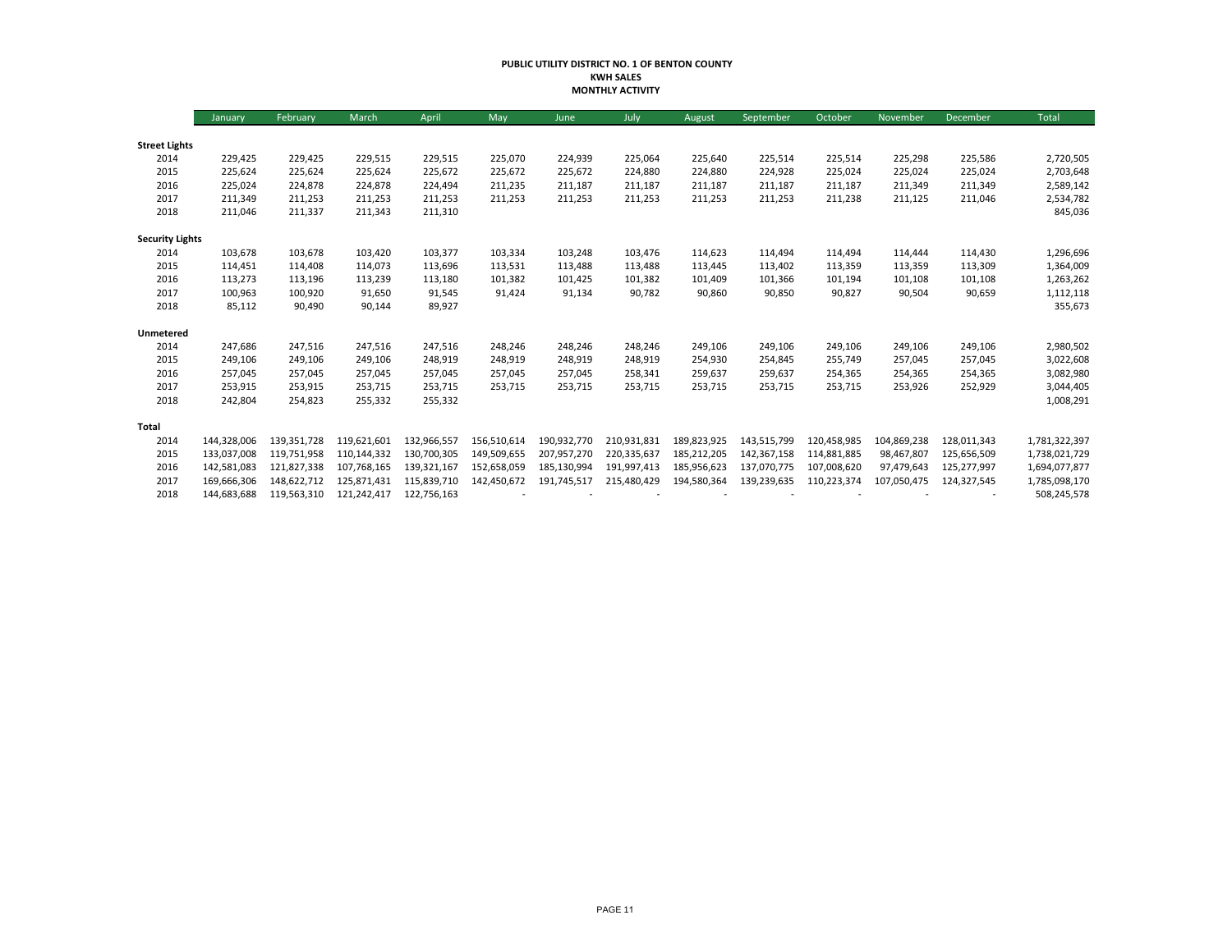# PUBLIC UTILITY DISTRICT NO. 1 OF BENTON COUNTY
## KWH SALES
## MONTHLY ACTIVITY

| | January | February | March | April | May | June | July | August | September | October | November | December | Total |
|---|---|---|---|---|---|---|---|---|---|---|---|---|---|
| **Street Lights** | | | | | | | | | | | | | |
| 2014 | 229,425 | 229,425 | 229,515 | 229,515 | 225,070 | 224,939 | 225,064 | 225,640 | 225,514 | 225,514 | 225,298 | 225,586 | 2,720,505 |
| 2015 | 225,624 | 225,624 | 225,624 | 225,672 | 225,672 | 225,672 | 224,880 | 224,880 | 224,928 | 225,024 | 225,024 | 225,024 | 2,703,648 |
| 2016 | 225,024 | 224,878 | 224,878 | 224,494 | 211,235 | 211,187 | 211,187 | 211,187 | 211,187 | 211,187 | 211,349 | 211,349 | 2,589,142 |
| 2017 | 211,349 | 211,253 | 211,253 | 211,253 | 211,253 | 211,253 | 211,253 | 211,253 | 211,253 | 211,238 | 211,125 | 211,046 | 2,534,782 |
| 2018 | 211,046 | 211,337 | 211,343 | 211,310 | | | | | | | | | 845,036 |
| **Security Lights** | | | | | | | | | | | | | |
| 2014 | 103,678 | 103,678 | 103,420 | 103,377 | 103,334 | 103,248 | 103,476 | 114,623 | 114,494 | 114,494 | 114,444 | 114,430 | 1,296,696 |
| 2015 | 114,451 | 114,408 | 114,073 | 113,696 | 113,531 | 113,488 | 113,488 | 113,445 | 113,402 | 113,359 | 113,359 | 113,309 | 1,364,009 |
| 2016 | 113,273 | 113,196 | 113,239 | 113,180 | 101,382 | 101,425 | 101,382 | 101,409 | 101,366 | 101,194 | 101,108 | 101,108 | 1,263,262 |
| 2017 | 100,963 | 100,920 | 91,650 | 91,545 | 91,424 | 91,134 | 90,782 | 90,860 | 90,850 | 90,827 | 90,504 | 90,659 | 1,112,118 |
| 2018 | 85,112 | 90,490 | 90,144 | 89,927 | | | | | | | | | 355,673 |
| **Unmetered** | | | | | | | | | | | | | |
| 2014 | 247,686 | 247,516 | 247,516 | 247,516 | 248,246 | 248,246 | 248,246 | 249,106 | 249,106 | 249,106 | 249,106 | 249,106 | 2,980,502 |
| 2015 | 249,106 | 249,106 | 249,106 | 248,919 | 248,919 | 248,919 | 248,919 | 254,930 | 254,845 | 255,749 | 257,045 | 257,045 | 3,022,608 |
| 2016 | 257,045 | 257,045 | 257,045 | 257,045 | 257,045 | 257,045 | 258,341 | 259,637 | 259,637 | 254,365 | 254,365 | 254,365 | 3,082,980 |
| 2017 | 253,915 | 253,915 | 253,715 | 253,715 | 253,715 | 253,715 | 253,715 | 253,715 | 253,715 | 253,715 | 253,926 | 252,929 | 3,044,405 |
| 2018 | 242,804 | 254,823 | 255,332 | 255,332 | | | | | | | | | 1,008,291 |
| **Total** | | | | | | | | | | | | | |
| 2014 | 144,328,006 | 139,351,728 | 119,621,601 | 132,966,557 | 156,510,614 | 190,932,770 | 210,931,831 | 189,823,925 | 143,515,799 | 120,458,985 | 104,869,238 | 128,011,343 | 1,781,322,397 |
| 2015 | 133,037,008 | 119,751,958 | 110,144,332 | 130,700,305 | 149,509,655 | 207,957,270 | 220,335,637 | 185,212,205 | 142,367,158 | 114,881,885 | 98,467,807 | 125,656,509 | 1,738,021,729 |
| 2016 | 142,581,083 | 121,827,338 | 107,768,165 | 139,321,167 | 152,658,059 | 185,130,994 | 191,997,413 | 185,956,623 | 137,070,775 | 107,008,620 | 97,479,643 | 125,277,997 | 1,694,077,877 |
| 2017 | 169,666,306 | 148,622,712 | 125,871,431 | 115,839,710 | 142,450,672 | 191,745,517 | 215,480,429 | 194,580,364 | 139,239,635 | 110,223,374 | 107,050,475 | 124,327,545 | 1,785,098,170 |
| 2018 | 144,683,688 | 119,563,310 | 121,242,417 | 122,756,163 | - | - | - | - | - | - | - | - | 508,245,578 |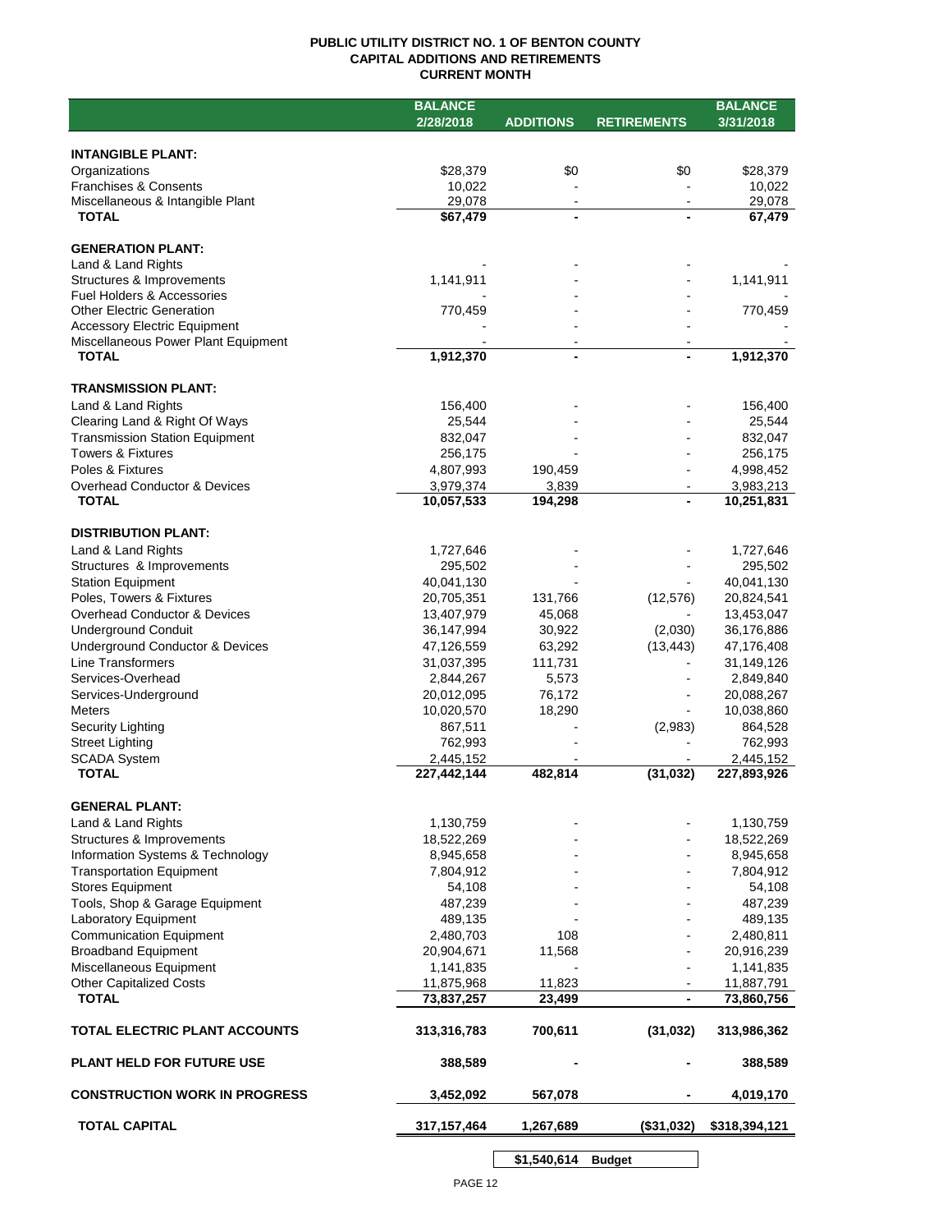**PUBLIC UTILITY DISTRICT NO. 1 OF BENTON COUNTY**
**CAPITAL ADDITIONS AND RETIREMENTS**
**CURRENT MONTH**

| | BALANCE 2/28/2018 | ADDITIONS | RETIREMENTS | BALANCE 3/31/2018 |
|---|---|---|---|---|
| **INTANGIBLE PLANT:** | | | | |
| Organizations | $28,379 | $0 | $0 | $28,379 |
| Franchises & Consents | 10,022 | - | - | 10,022 |
| Miscellaneous & Intangible Plant | 29,078 | - | - | 29,078 |
| **TOTAL** | **$67,479** | **-** | **-** | **67,479** |
| **GENERATION PLANT:** | | | | |
| Land & Land Rights | - | - | - | - |
| Structures & Improvements | 1,141,911 | - | - | 1,141,911 |
| Fuel Holders & Accessories | - | - | - | - |
| Other Electric Generation | 770,459 | - | - | 770,459 |
| Accessory Electric Equipment | - | - | - | - |
| Miscellaneous Power Plant Equipment | - | - | - | - |
| **TOTAL** | **1,912,370** | **-** | **-** | **1,912,370** |
| **TRANSMISSION PLANT:** | | | | |
| Land & Land Rights | 156,400 | - | - | 156,400 |
| Clearing Land & Right Of Ways | 25,544 | - | - | 25,544 |
| Transmission Station Equipment | 832,047 | - | - | 832,047 |
| Towers & Fixtures | 256,175 | - | - | 256,175 |
| Poles & Fixtures | 4,807,993 | 190,459 | - | 4,998,452 |
| Overhead Conductor & Devices | 3,979,374 | 3,839 | - | 3,983,213 |
| **TOTAL** | **10,057,533** | **194,298** | **-** | **10,251,831** |
| **DISTRIBUTION PLANT:** | | | | |
| Land & Land Rights | 1,727,646 | - | - | 1,727,646 |
| Structures & Improvements | 295,502 | - | - | 295,502 |
| Station Equipment | 40,041,130 | - | - | 40,041,130 |
| Poles, Towers & Fixtures | 20,705,351 | 131,766 | (12,576) | 20,824,541 |
| Overhead Conductor & Devices | 13,407,979 | 45,068 | - | 13,453,047 |
| Underground Conduit | 36,147,994 | 30,922 | (2,030) | 36,176,886 |
| Underground Conductor & Devices | 47,126,559 | 63,292 | (13,443) | 47,176,408 |
| Line Transformers | 31,037,395 | 111,731 | - | 31,149,126 |
| Services-Overhead | 2,844,267 | 5,573 | - | 2,849,840 |
| Services-Underground | 20,012,095 | 76,172 | - | 20,088,267 |
| Meters | 10,020,570 | 18,290 | - | 10,038,860 |
| Security Lighting | 867,511 | - | (2,983) | 864,528 |
| Street Lighting | 762,993 | - | - | 762,993 |
| SCADA System | 2,445,152 | - | - | 2,445,152 |
| **TOTAL** | **227,442,144** | **482,814** | **(31,032)** | **227,893,926** |
| **GENERAL PLANT:** | | | | |
| Land & Land Rights | 1,130,759 | - | - | 1,130,759 |
| Structures & Improvements | 18,522,269 | - | - | 18,522,269 |
| Information Systems & Technology | 8,945,658 | - | - | 8,945,658 |
| Transportation Equipment | 7,804,912 | - | - | 7,804,912 |
| Stores Equipment | 54,108 | - | - | 54,108 |
| Tools, Shop & Garage Equipment | 487,239 | - | - | 487,239 |
| Laboratory Equipment | 489,135 | - | - | 489,135 |
| Communication Equipment | 2,480,703 | 108 | - | 2,480,811 |
| Broadband Equipment | 20,904,671 | 11,568 | - | 20,916,239 |
| Miscellaneous Equipment | 1,141,835 | - | - | 1,141,835 |
| Other Capitalized Costs | 11,875,968 | 11,823 | - | 11,887,791 |
| **TOTAL** | **73,837,257** | **23,499** | **-** | **73,860,756** |
| **TOTAL ELECTRIC PLANT ACCOUNTS** | **313,316,783** | **700,611** | **(31,032)** | **313,986,362** |
| **PLANT HELD FOR FUTURE USE** | **388,589** | **-** | **-** | **388,589** |
| **CONSTRUCTION WORK IN PROGRESS** | **3,452,092** | **567,078** | **-** | **4,019,170** |
| **TOTAL CAPITAL** | **317,157,464** | **1,267,689** | **($31,032)** | **$318,394,121** |
| | | **$1,540,614** | **Budget** | |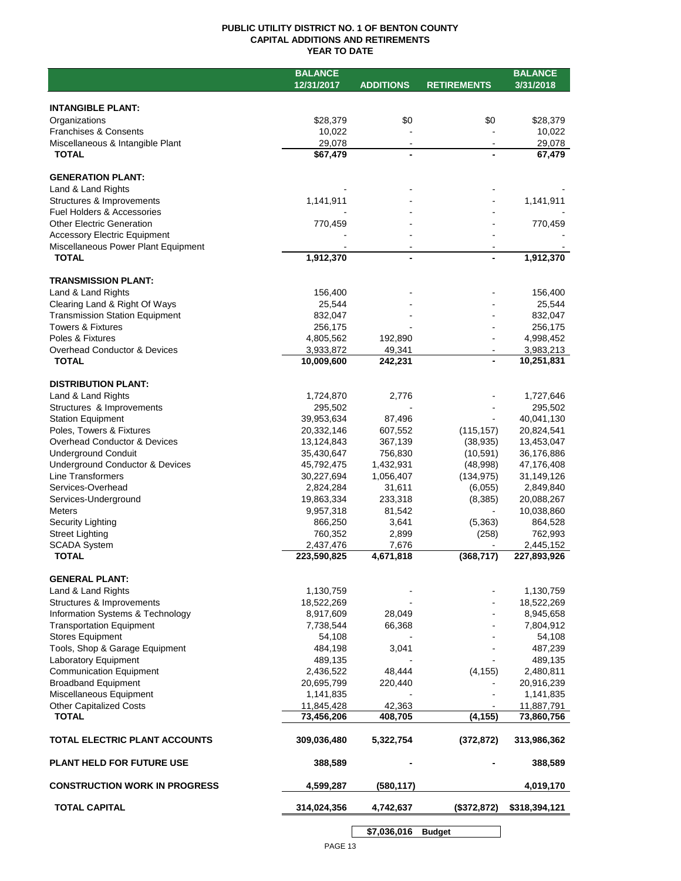# PUBLIC UTILITY DISTRICT NO. 1 OF BENTON COUNTY
## CAPITAL ADDITIONS AND RETIREMENTS
### YEAR TO DATE

| | BALANCE 12/31/2017 | ADDITIONS | RETIREMENTS | BALANCE 3/31/2018 |
|---|---|---|---|---|
| **INTANGIBLE PLANT:** | | | | |
| Organizations | $28,379 | $0 | $0 | $28,379 |
| Franchises & Consents | 10,022 | - | - | 10,022 |
| Miscellaneous & Intangible Plant | 29,078 | - | - | 29,078 |
| **TOTAL** | $67,479 | - | - | 67,479 |
| **GENERATION PLANT:** | | | | |
| Land & Land Rights | - | - | - | - |
| Structures & Improvements | 1,141,911 | - | - | 1,141,911 |
| Fuel Holders & Accessories | - | - | - | - |
| Other Electric Generation | 770,459 | - | - | 770,459 |
| Accessory Electric Equipment | - | - | - | - |
| Miscellaneous Power Plant Equipment | - | - | - | - |
| **TOTAL** | 1,912,370 | - | - | 1,912,370 |
| **TRANSMISSION PLANT:** | | | | |
| Land & Land Rights | 156,400 | - | - | 156,400 |
| Clearing Land & Right Of Ways | 25,544 | - | - | 25,544 |
| Transmission Station Equipment | 832,047 | - | - | 832,047 |
| Towers & Fixtures | 256,175 | - | - | 256,175 |
| Poles & Fixtures | 4,805,562 | 192,890 | - | 4,998,452 |
| Overhead Conductor & Devices | 3,933,872 | 49,341 | - | 3,983,213 |
| **TOTAL** | 10,009,600 | 242,231 | - | 10,251,831 |
| **DISTRIBUTION PLANT:** | | | | |
| Land & Land Rights | 1,724,870 | 2,776 | - | 1,727,646 |
| Structures & Improvements | 295,502 | - | - | 295,502 |
| Station Equipment | 39,953,634 | 87,496 | - | 40,041,130 |
| Poles, Towers & Fixtures | 20,332,146 | 607,552 | (115,157) | 20,824,541 |
| Overhead Conductor & Devices | 13,124,843 | 367,139 | (38,935) | 13,453,047 |
| Underground Conduit | 35,430,647 | 756,830 | (10,591) | 36,176,886 |
| Underground Conductor & Devices | 45,792,475 | 1,432,931 | (48,998) | 47,176,408 |
| Line Transformers | 30,227,694 | 1,056,407 | (134,975) | 31,149,126 |
| Services-Overhead | 2,824,284 | 31,611 | (6,055) | 2,849,840 |
| Services-Underground | 19,863,334 | 233,318 | (8,385) | 20,088,267 |
| Meters | 9,957,318 | 81,542 | - | 10,038,860 |
| Security Lighting | 866,250 | 3,641 | (5,363) | 864,528 |
| Street Lighting | 760,352 | 2,899 | (258) | 762,993 |
| SCADA System | 2,437,476 | 7,676 | - | 2,445,152 |
| **TOTAL** | 223,590,825 | 4,671,818 | (368,717) | 227,893,926 |
| **GENERAL PLANT:** | | | | |
| Land & Land Rights | 1,130,759 | - | - | 1,130,759 |
| Structures & Improvements | 18,522,269 | - | - | 18,522,269 |
| Information Systems & Technology | 8,917,609 | 28,049 | - | 8,945,658 |
| Transportation Equipment | 7,738,544 | 66,368 | - | 7,804,912 |
| Stores Equipment | 54,108 | - | - | 54,108 |
| Tools, Shop & Garage Equipment | 484,198 | 3,041 | - | 487,239 |
| Laboratory Equipment | 489,135 | - | - | 489,135 |
| Communication Equipment | 2,436,522 | 48,444 | (4,155) | 2,480,811 |
| Broadband Equipment | 20,695,799 | 220,440 | - | 20,916,239 |
| Miscellaneous Equipment | 1,141,835 | - | - | 1,141,835 |
| Other Capitalized Costs | 11,845,428 | 42,363 | - | 11,887,791 |
| **TOTAL** | 73,456,206 | 408,705 | (4,155) | 73,860,756 |
| **TOTAL ELECTRIC PLANT ACCOUNTS** | 309,036,480 | 5,322,754 | (372,872) | 313,986,362 |
| **PLANT HELD FOR FUTURE USE** | 388,589 | - | - | 388,589 |
| **CONSTRUCTION WORK IN PROGRESS** | 4,599,287 | (580,117) | | 4,019,170 |
| **TOTAL CAPITAL** | 314,024,356 | 4,742,637 | ($372,872) | $318,394,121 |
| | | $7,036,016 | Budget | |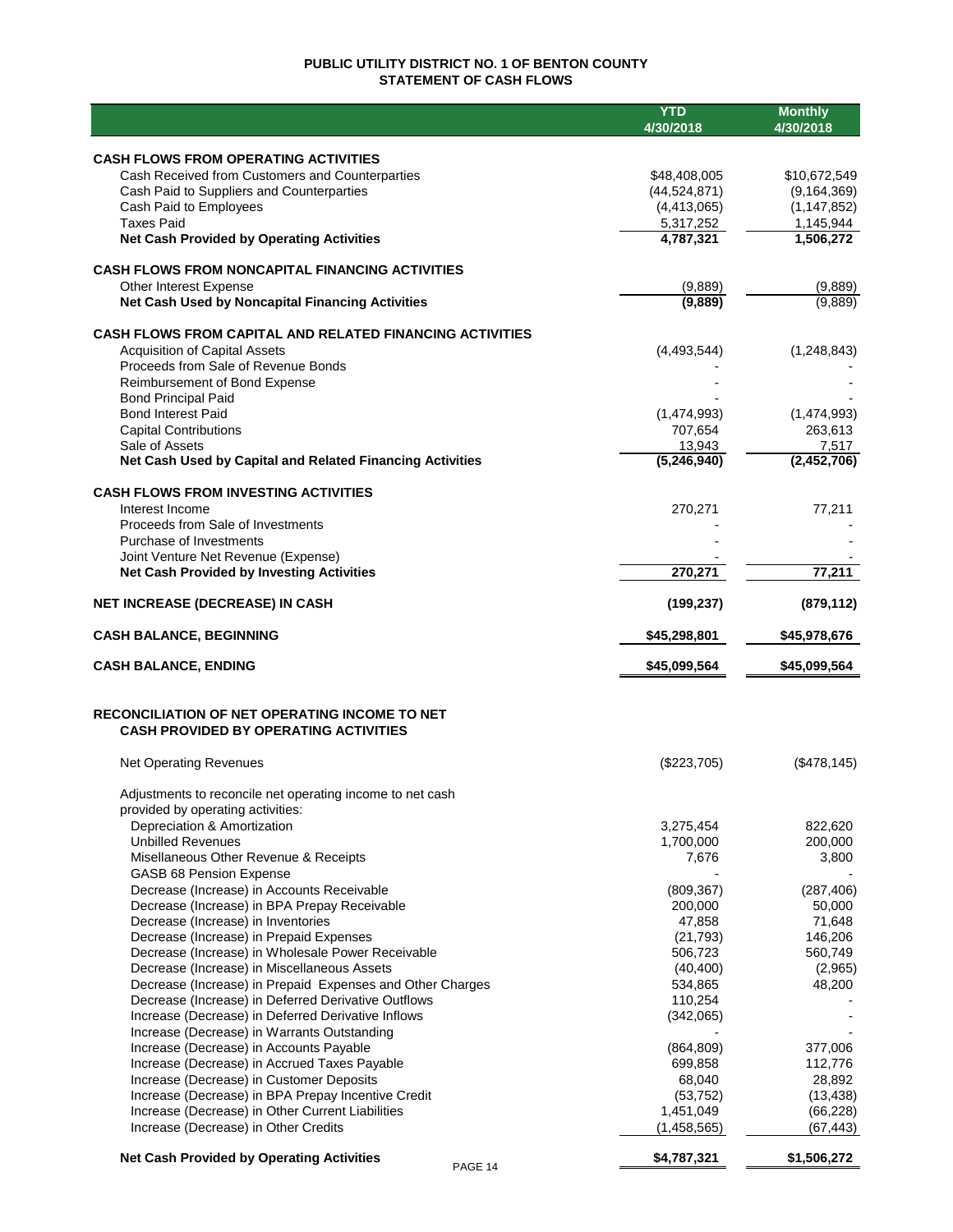# PUBLIC UTILITY DISTRICT NO. 1 OF BENTON COUNTY
## STATEMENT OF CASH FLOWS

| | YTD 4/30/2018 | Monthly 4/30/2018 |
|---|---|---|
| **CASH FLOWS FROM OPERATING ACTIVITIES** | | |
| Cash Received from Customers and Counterparties | $48,408,005 | $10,672,549 |
| Cash Paid to Suppliers and Counterparties | (44,524,871) | (9,164,369) |
| Cash Paid to Employees | (4,413,065) | (1,147,852) |
| Taxes Paid | 5,317,252 | 1,145,944 |
| **Net Cash Provided by Operating Activities** | **4,787,321** | **1,506,272** |
| **CASH FLOWS FROM NONCAPITAL FINANCING ACTIVITIES** | | |
| Other Interest Expense | (9,889) | (9,889) |
| **Net Cash Used by Noncapital Financing Activities** | **(9,889)** | (9,889) |
| **CASH FLOWS FROM CAPITAL AND RELATED FINANCING ACTIVITIES** | | |
| Acquisition of Capital Assets | (4,493,544) | (1,248,843) |
| Proceeds from Sale of Revenue Bonds | - | - |
| Reimbursement of Bond Expense | - | - |
| Bond Principal Paid | - | - |
| Bond Interest Paid | (1,474,993) | (1,474,993) |
| Capital Contributions | 707,654 | 263,613 |
| Sale of Assets | 13,943 | 7,517 |
| **Net Cash Used by Capital and Related Financing Activities** | **(5,246,940)** | **(2,452,706)** |
| **CASH FLOWS FROM INVESTING ACTIVITIES** | | |
| Interest Income | 270,271 | 77,211 |
| Proceeds from Sale of Investments | - | - |
| Purchase of Investments | - | - |
| Joint Venture Net Revenue (Expense) | - | - |
| **Net Cash Provided by Investing Activities** | **270,271** | **77,211** |
| **NET INCREASE (DECREASE) IN CASH** | **(199,237)** | **(879,112)** |
| **CASH BALANCE, BEGINNING** | **$45,298,801** | **$45,978,676** |
| **CASH BALANCE, ENDING** | **$45,099,564** | **$45,099,564** |

## RECONCILIATION OF NET OPERATING INCOME TO NET CASH PROVIDED BY OPERATING ACTIVITIES

| | YTD 4/30/2018 | Monthly 4/30/2018 |
|---|---|---|
| Net Operating Revenues | ($223,705) | ($478,145) |
| Adjustments to reconcile net operating income to net cash provided by operating activities: | | |
| Depreciation & Amortization | 3,275,454 | 822,620 |
| Unbilled Revenues | 1,700,000 | 200,000 |
| Misellaneous Other Revenue & Receipts | 7,676 | 3,800 |
| GASB 68 Pension Expense | - | - |
| Decrease (Increase) in Accounts Receivable | (809,367) | (287,406) |
| Decrease (Increase) in BPA Prepay Receivable | 200,000 | 50,000 |
| Decrease (Increase) in Inventories | 47,858 | 71,648 |
| Decrease (Increase) in Prepaid Expenses | (21,793) | 146,206 |
| Decrease (Increase) in Wholesale Power Receivable | 506,723 | 560,749 |
| Decrease (Increase) in Miscellaneous Assets | (40,400) | (2,965) |
| Decrease (Increase) in Prepaid Expenses and Other Charges | 534,865 | 48,200 |
| Decrease (Increase) in Deferred Derivative Outflows | 110,254 | - |
| Increase (Decrease) in Deferred Derivative Inflows | (342,065) | - |
| Increase (Decrease) in Warrants Outstanding | - | - |
| Increase (Decrease) in Accounts Payable | (864,809) | 377,006 |
| Increase (Decrease) in Accrued Taxes Payable | 699,858 | 112,776 |
| Increase (Decrease) in Customer Deposits | 68,040 | 28,892 |
| Increase (Decrease) in BPA Prepay Incentive Credit | (53,752) | (13,438) |
| Increase (Decrease) in Other Current Liabilities | 1,451,049 | (66,228) |
| Increase (Decrease) in Other Credits | (1,458,565) | (67,443) |
| **Net Cash Provided by Operating Activities** | **$4,787,321** | **$1,506,272** |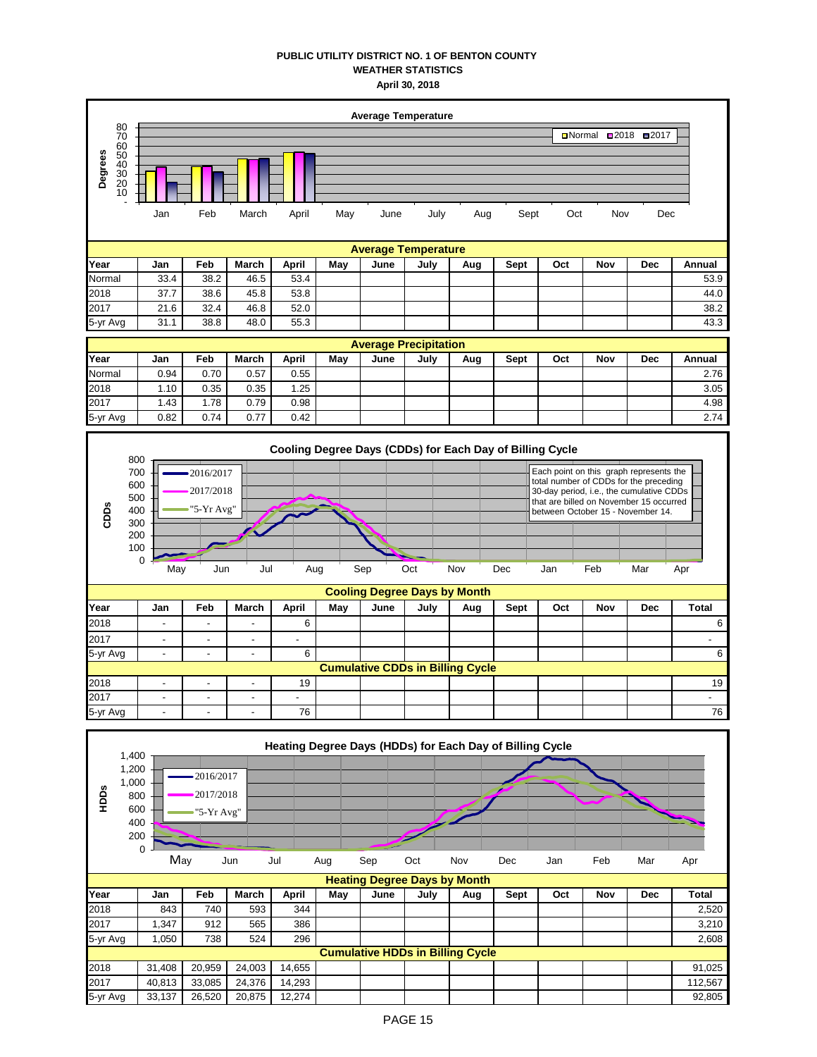**PUBLIC UTILITY DISTRICT NO. 1 OF BENTON COUNTY**
**WEATHER STATISTICS**
**April 30, 2018**

**Average Temperature**

| Year | Jan | Feb | March | April | May | June | July | Aug | Sept | Oct | Nov | Dec | Annual |
|---|---|---|---|---|---|---|---|---|---|---|---|---|---|
| Normal | 33.4 | 38.2 | 46.5 | 53.4 | | | | | | | | | 53.9 |
| 2018 | 37.7 | 38.6 | 45.8 | 53.8 | | | | | | | | | 44.0 |
| 2017 | 21.6 | 32.4 | 46.8 | 52.0 | | | | | | | | | 38.2 |
| 5-yr Avg | 31.1 | 38.8 | 48.0 | 55.3 | | | | | | | | | 43.3 |

**Average Precipitation**

| Year | Jan | Feb | March | April | May | June | July | Aug | Sept | Oct | Nov | Dec | Annual |
|---|---|---|---|---|---|---|---|---|---|---|---|---|---|
| Normal | 0.94 | 0.70 | 0.57 | 0.55 | | | | | | | | | 2.76 |
| 2018 | 1.10 | 0.35 | 0.35 | 1.25 | | | | | | | | | 3.05 |
| 2017 | 1.43 | 1.78 | 0.79 | 0.98 | | | | | | | | | 4.98 |
| 5-yr Avg | 0.82 | 0.74 | 0.77 | 0.42 | | | | | | | | | 2.74 |

Each point on this graph represents the total number of CDDs for the preceding 30-day period, i.e., the cumulative CDDs that are billed on November 15 occurred between October 15 - November 14.

**Cooling Degree Days by Month**

| Year | Jan | Feb | March | April | May | June | July | Aug | Sept | Oct | Nov | Dec | Total |
|---|---|---|---|---|---|---|---|---|---|---|---|---|---|
| 2018 | - | - | - | 6 | | | | | | | | | 6 |
| 2017 | - | - | - | - | | | | | | | | | - |
| 5-yr Avg | - | - | - | 6 | | | | | | | | | 6 |
| **Cumulative CDDs in Billing Cycle** | | | | | | | | | | | | | |
| 2018 | - | - | - | 19 | | | | | | | | | 19 |
| 2017 | - | - | - | - | | | | | | | | | - |
| 5-yr Avg | - | - | - | 76 | | | | | | | | | 76 |

**Heating Degree Days by Month**

| Year | Jan | Feb | March | April | May | June | July | Aug | Sept | Oct | Nov | Dec | Total |
|---|---|---|---|---|---|---|---|---|---|---|---|---|---|
| 2018 | 843 | 740 | 593 | 344 | | | | | | | | | 2,520 |
| 2017 | 1,347 | 912 | 565 | 386 | | | | | | | | | 3,210 |
| 5-yr Avg | 1,050 | 738 | 524 | 296 | | | | | | | | | 2,608 |
| **Cumulative HDDs in Billing Cycle** | | | | | | | | | | | | | |
| 2018 | 31,408 | 20,959 | 24,003 | 14,655 | | | | | | | | | 91,025 |
| 2017 | 40,813 | 33,085 | 24,376 | 14,293 | | | | | | | | | 112,567 |
| 5-yr Avg | 33,137 | 26,520 | 20,875 | 12,274 | | | | | | | | | 92,805 |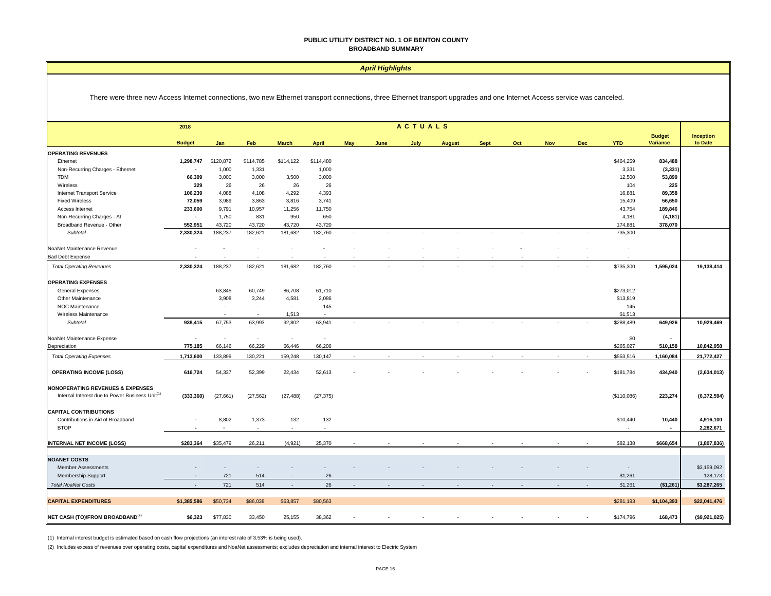# PUBLIC UTILITY DISTRICT NO. 1 OF BENTON COUNTY
## BROADBAND SUMMARY

### *April Highlights*

There were three new Access Internet connections, two new Ethernet transport connections, three Ethernet transport upgrades and one Internet Access service was canceled.

| | 2018 | ACTUALS | | | | | | | | | | | | | | |
|---|---|---|---|---|---|---|---|---|---|---|---|---|---|---|---|---|
| | **Budget** | **Jan** | **Feb** | **March** | **April** | **May** | **June** | **July** | **August** | **Sept** | **Oct** | **Nov** | **Dec** | **YTD** | **Budget Variance** | **Inception to Date** |
| **OPERATING REVENUES** | | | | | | | | | | | | | | | | |
| Ethernet | **1,298,747** | $120,872 | $114,785 | $114,122 | $114,480 | | | | | | | | | $464,259 | **834,488** | |
| Non-Recurring Charges - Ethernet | **-** | 1,000 | 1,331 | - | 1,000 | | | | | | | | | 3,331 | **(3,331)** | |
| TDM | **66,399** | 3,000 | 3,000 | 3,500 | 3,000 | | | | | | | | | 12,500 | **53,899** | |
| Wireless | **329** | 26 | 26 | 26 | 26 | | | | | | | | | 104 | **225** | |
| Internet Transport Service | **106,239** | 4,088 | 4,108 | 4,292 | 4,393 | | | | | | | | | 16,881 | **89,358** | |
| Fixed Wireless | **72,059** | 3,989 | 3,863 | 3,816 | 3,741 | | | | | | | | | 15,409 | **56,650** | |
| Access Internet | **233,600** | 9,791 | 10,957 | 11,256 | 11,750 | | | | | | | | | 43,754 | **189,846** | |
| Non-Recurring Charges - AI | **-** | 1,750 | 831 | 950 | 650 | | | | | | | | | 4,181 | **(4,181)** | |
| Broadband Revenue - Other | **552,951** | 43,720 | 43,720 | 43,720 | 43,720 | | | | | | | | | 174,881 | **378,070** | |
| *Subtotal* | **2,330,324** | 188,237 | 182,621 | 181,682 | 182,760 | - | - | - | - | - | - | - | - | 735,300 | | |
| NoaNet Maintenance Revenue | **-** | - | - | - | - | - | - | - | - | - | - | - | - | - | | |
| Bad Debt Expense | **-** | - | - | - | - | - | - | - | - | - | - | - | - | - | | |
| *Total Operating Revenues* | **2,330,324** | 188,237 | 182,621 | 181,682 | 182,760 | - | - | - | - | - | - | - | - | $735,300 | **1,595,024** | **19,138,414** |
| **OPERATING EXPENSES** | | | | | | | | | | | | | | | | |
| General Expenses | | 63,845 | 60,749 | 86,708 | 61,710 | | | | | | | | | $273,012 | | |
| Other Maintenance | | 3,908 | 3,244 | 4,581 | 2,086 | | | | | | | | | $13,819 | | |
| NOC Maintenance | | - | - | - | 145 | | | | | | | | | 145 | | |
| Wireless Maintenance | | - | - | 1,513 | - | | | | | | | | | $1,513 | | |
| *Subtotal* | **938,415** | 67,753 | 63,993 | 92,802 | 63,941 | - | - | - | - | - | - | - | - | $288,489 | **649,926** | **10,929,469** |
| NoaNet Maintenance Expense | **-** | - | - | - | - | | | | | | | | | $0 | **-** | |
| Depreciation | **775,185** | 66,146 | 66,229 | 66,446 | 66,206 | | | | | | | | | $265,027 | **510,158** | **10,842,958** |
| *Total Operating Expenses* | **1,713,600** | 133,899 | 130,221 | 159,248 | 130,147 | - | - | - | - | - | - | - | - | $553,516 | **1,160,084** | **21,772,427** |
| **OPERATING INCOME (LOSS)** | **616,724** | 54,337 | 52,399 | 22,434 | 52,613 | - | - | - | - | - | - | - | - | $181,784 | **434,940** | **(2,634,013)** |
| **NONOPERATING REVENUES & EXPENSES** | | | | | | | | | | | | | | | | |
| Internal Interest due to Power Business Unit[1] | **(333,360)** | (27,661) | (27,562) | (27,488) | (27,375) | | | | | | | | | ($110,086) | **223,274** | **(6,372,594)** |
| **CAPITAL CONTRIBUTIONS** | | | | | | | | | | | | | | | | |
| Contributions in Aid of Broadband | **-** | 8,802 | 1,373 | 132 | 132 | | | | | | | | | $10,440 | **10,440** | **4,916,100** |
| BTOP | **-** | - | - | - | - | | | | | | | | | - | **-** | **2,282,671** |
| **INTERNAL NET INCOME (LOSS)** | **$283,364** | $35,479 | 26,211 | (4,921) | 25,370 | - | - | - | - | - | - | - | - | $82,138 | **$668,654** | **(1,807,836)** |
| **NOANET COSTS** | | | | | | | | | | | | | | | | |
| Member Assessments | **-** | - | - | - | - | - | - | - | - | - | - | - | - | - | | $3,159,092 |
| Membership Support | **-** | 721 | 514 | - | 26 | | | | | | | | | $1,261 | | 128,173 |
| *Total NoaNet Costs* | **-** | 721 | 514 | - | 26 | - | - | - | - | - | - | - | - | $1,261 | **($1,261)** | **$3,287,265** |
| **CAPITAL EXPENDITURES** | **$1,385,586** | $50,734 | $86,038 | $63,857 | $80,563 | | | | | | | | | $281,193 | **$1,104,393** | **$22,041,476** |
| **NET CASH (TO)/FROM BROADBAND[2]** | **$6,323** | $77,830 | 33,450 | 25,155 | 38,362 | - | - | - | - | - | - | - | - | $174,796 | **168,473** | **($9,921,025)** |

(1) Internal interest budget is estimated based on cash flow projections (an interest rate of 3.53% is being used).

(2) Includes excess of revenues over operating costs, capital expenditures and NoaNet assessments; excludes depreciation and internal interest to Electric System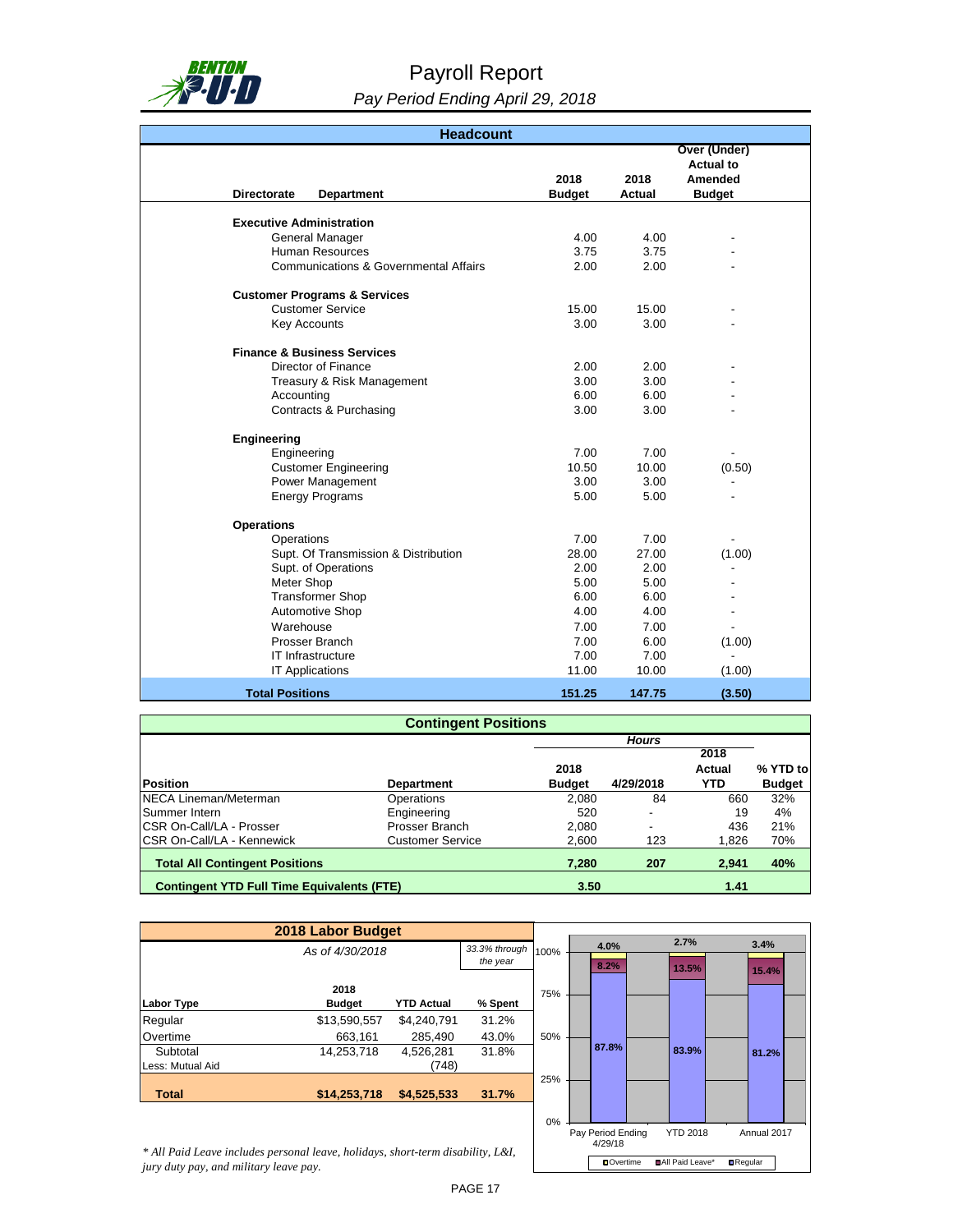# Payroll Report

*Pay Period Ending April 29, 2018*

## Headcount

| Directorate / Department | 2018 Budget | 2018 Actual | Over (Under) Actual to Amended Budget |
|---|---|---|---|
| **Executive Administration** | | | |
| General Manager | 4.00 | 4.00 | - |
| Human Resources | 3.75 | 3.75 | - |
| Communications & Governmental Affairs | 2.00 | 2.00 | - |
| **Customer Programs & Services** | | | |
| Customer Service | 15.00 | 15.00 | - |
| Key Accounts | 3.00 | 3.00 | - |
| **Finance & Business Services** | | | |
| Director of Finance | 2.00 | 2.00 | - |
| Treasury & Risk Management | 3.00 | 3.00 | - |
| Accounting | 6.00 | 6.00 | - |
| Contracts & Purchasing | 3.00 | 3.00 | - |
| **Engineering** | | | |
| Engineering | 7.00 | 7.00 | - |
| Customer Engineering | 10.50 | 10.00 | (0.50) |
| Power Management | 3.00 | 3.00 | - |
| Energy Programs | 5.00 | 5.00 | - |
| **Operations** | | | |
| Operations | 7.00 | 7.00 | - |
| Supt. Of Transmission & Distribution | 28.00 | 27.00 | (1.00) |
| Supt. of Operations | 2.00 | 2.00 | - |
| Meter Shop | 5.00 | 5.00 | - |
| Transformer Shop | 6.00 | 6.00 | - |
| Automotive Shop | 4.00 | 4.00 | - |
| Warehouse | 7.00 | 7.00 | - |
| Prosser Branch | 7.00 | 6.00 | (1.00) |
| IT Infrastructure | 7.00 | 7.00 | - |
| IT Applications | 11.00 | 10.00 | (1.00) |
| **Total Positions** | **151.25** | **147.75** | **(3.50)** |

## Contingent Positions

| Position | Department | Hours: 2018 Budget | Hours: 4/29/2018 | Hours: 2018 Actual YTD | % YTD to Budget |
|---|---|---|---|---|---|
| NECA Lineman/Meterman | Operations | 2,080 | 84 | 660 | 32% |
| Summer Intern | Engineering | 520 | - | 19 | 4% |
| CSR On-Call/LA - Prosser | Prosser Branch | 2,080 | - | 436 | 21% |
| CSR On-Call/LA - Kennewick | Customer Service | 2,600 | 123 | 1,826 | 70% |
| **Total All Contingent Positions** | | **7,280** | **207** | **2,941** | **40%** |
| **Contingent YTD Full Time Equivalents (FTE)** | | **3.50** | | **1.41** | |

## 2018 Labor Budget

*As of 4/30/2018* — *33.3% through the year*

| Labor Type | 2018 Budget | YTD Actual | % Spent |
|---|---|---|---|
| Regular | $13,590,557 | $4,240,791 | 31.2% |
| Overtime | 663,161 | 285,490 | 43.0% |
| Subtotal | 14,253,718 | 4,526,281 | 31.8% |
| Less: Mutual Aid | | (748) | |
| **Total** | **$14,253,718** | **$4,525,533** | **31.7%** |

100%
75%
50%
25%
0%

Pay Period Ending 4/29/18: 4.0%, 8.2%, 87.8%
YTD 2018: 2.7%, 13.5%, 83.9%
Annual 2017: 3.4%, 15.4%, 81.2%

Overtime | All Paid Leave* | Regular

*\* All Paid Leave includes personal leave, holidays, short-term disability, L&I, jury duty pay, and military leave pay.*